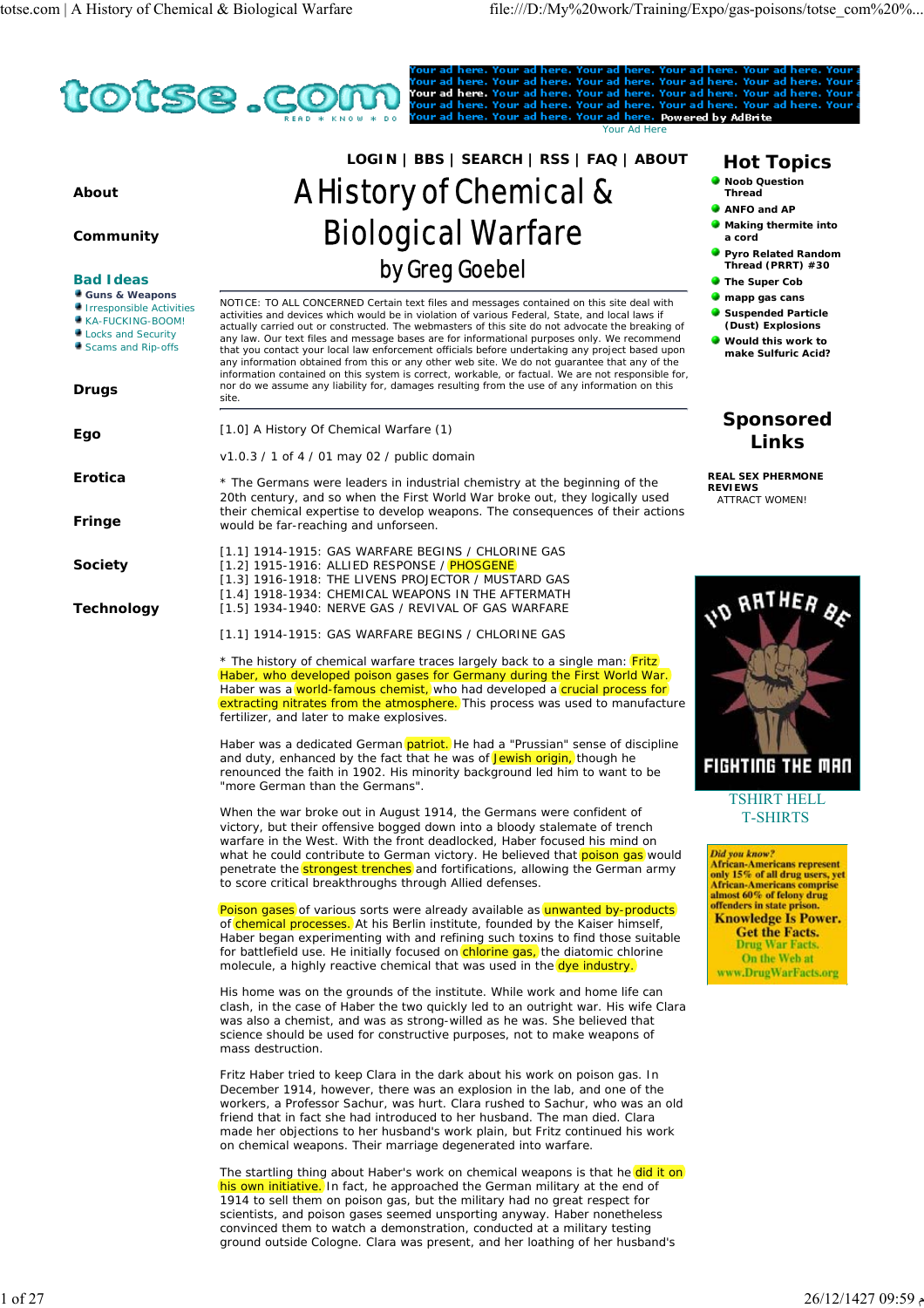# A History of Chemical & Biological Warfare

## by Greg Goebel

NOTICE: TO ALL CONCERNED Certain text files and messages contained on this site deal with activities and devices which would be in violation of various Federal, State, and local laws if actually carried out or constructed. The webmasters of this site do not advocate the breaking of any law. Our text files and message bases are for informational purposes only. We recommend that you contact your local law enforcement officials before undertaking any project based upon any information obtained from this or any other web site. We do not guarantee that any of the information contained on this system is correct, workable, or factual. We are not responsible for, nor do we assume any liability for, damages resulting from the use of any information on this site.

[1.0] A History Of Chemical Warfare (1)

v1.0.3 / 1 of 4 / 01 may 02 / public domain

* The Germans were leaders in industrial chemistry at the beginning of the 20th century, and so when the First World War broke out, they logically used their chemical expertise to develop weapons. The consequences of their actions would be far-reaching and unforeseen.

[1.1] 1914-1915: GAS WARFARE BEGINS / CHLORINE GAS
[1.2] 1915-1916: ALLIED RESPONSE / PHOSGENE
[1.3] 1916-1918: THE LIVENS PROJECTOR / MUSTARD GAS
[1.4] 1918-1934: CHEMICAL WEAPONS IN THE AFTERMATH
[1.5] 1934-1940: NERVE GAS / REVIVAL OF GAS WARFARE

[1.1] 1914-1915: GAS WARFARE BEGINS / CHLORINE GAS

* The history of chemical warfare traces largely back to a single man: Fritz Haber, who developed poison gases for Germany during the First World War. Haber was a world-famous chemist, who had developed a crucial process for extracting nitrates from the atmosphere. This process was used to manufacture fertilizer, and later to make explosives.

Haber was a dedicated German patriot. He had a "Prussian" sense of discipline and duty, enhanced by the fact that he was of Jewish origin, though he renounced the faith in 1902. His minority background led him to want to be "more German than the Germans".

When the war broke out in August 1914, the Germans were confident of victory, but their offensive bogged down into a bloody stalemate of trench warfare in the West. With the front deadlocked, Haber focused his mind on what he could contribute to German victory. He believed that poison gas would penetrate the strongest trenches and fortifications, allowing the German army to score critical breakthroughs through Allied defenses.

Poison gases of various sorts were already available as unwanted by-products of chemical processes. At his Berlin institute, founded by the Kaiser himself, Haber began experimenting with and refining such toxins to find those suitable for battlefield use. He initially focused on chlorine gas, the diatomic chlorine molecule, a highly reactive chemical that was used in the dye industry.

His home was on the grounds of the institute. While work and home life can clash, in the case of Haber the two quickly led to an outright war. His wife Clara was also a chemist, and was as strong-willed as he was. She believed that science should be used for constructive purposes, not to make weapons of mass destruction.

Fritz Haber tried to keep Clara in the dark about his work on poison gas. In December 1914, however, there was an explosion in the lab, and one of the workers, a Professor Sachur, was hurt. Clara rushed to Sachur, who was an old friend that in fact she had introduced to her husband. The man died. Clara made her objections to her husband's work plain, but Fritz continued his work on chemical weapons. Their marriage degenerated into warfare.

The startling thing about Haber's work on chemical weapons is that he did it on his own initiative. In fact, he approached the German military at the end of 1914 to sell them on poison gas, but the military had no great respect for scientists, and poison gases seemed unsporting anyway. Haber nonetheless convinced them to watch a demonstration, conducted at a military testing ground outside Cologne. Clara was present, and her loathing of her husband's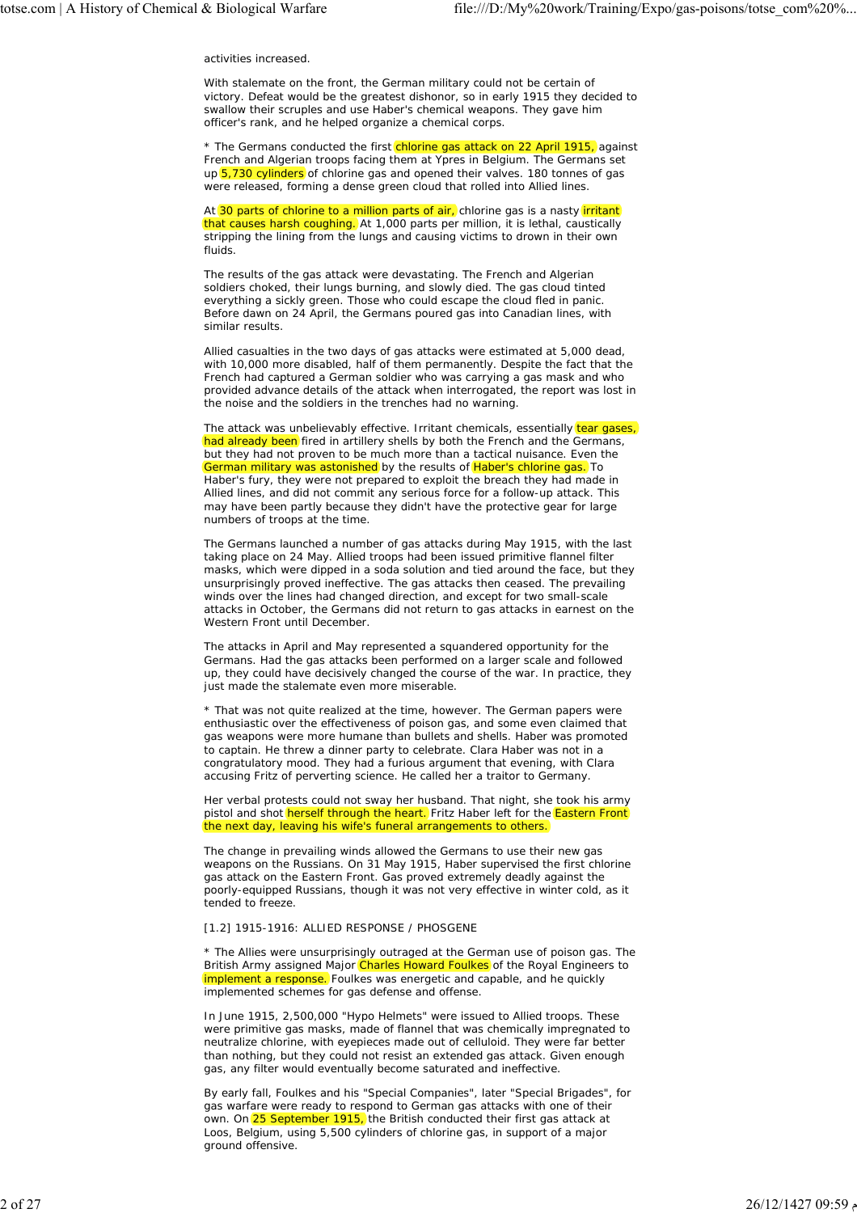activities increased.

With stalemate on the front, the German military could not be certain of victory. Defeat would be the greatest dishonor, so in early 1915 they decided to swallow their scruples and use Haber's chemical weapons. They gave him officer's rank, and he helped organize a chemical corps.

* The Germans conducted the first chlorine gas attack on 22 April 1915, against French and Algerian troops facing them at Ypres in Belgium. The Germans set up 5,730 cylinders of chlorine gas and opened their valves. 180 tonnes of gas were released, forming a dense green cloud that rolled into Allied lines.

At 30 parts of chlorine to a million parts of air, chlorine gas is a nasty irritant that causes harsh coughing. At 1,000 parts per million, it is lethal, caustically stripping the lining from the lungs and causing victims to drown in their own fluids.

The results of the gas attack were devastating. The French and Algerian soldiers choked, their lungs burning, and slowly died. The gas cloud tinted everything a sickly green. Those who could escape the cloud fled in panic. Before dawn on 24 April, the Germans poured gas into Canadian lines, with similar results.

Allied casualties in the two days of gas attacks were estimated at 5,000 dead, with 10,000 more disabled, half of them permanently. Despite the fact that the French had captured a German soldier who was carrying a gas mask and who provided advance details of the attack when interrogated, the report was lost in the noise and the soldiers in the trenches had no warning.

The attack was unbelievably effective. Irritant chemicals, essentially tear gases, had already been fired in artillery shells by both the French and the Germans, but they had not proven to be much more than a tactical nuisance. Even the German military was astonished by the results of Haber's chlorine gas. To Haber's fury, they were not prepared to exploit the breach they had made in Allied lines, and did not commit any serious force for a follow-up attack. This may have been partly because they didn't have the protective gear for large numbers of troops at the time.

The Germans launched a number of gas attacks during May 1915, with the last taking place on 24 May. Allied troops had been issued primitive flannel filter masks, which were dipped in a soda solution and tied around the face, but they unsurprisingly proved ineffective. The gas attacks then ceased. The prevailing winds over the lines had changed direction, and except for two small-scale attacks in October, the Germans did not return to gas attacks in earnest on the Western Front until December.

The attacks in April and May represented a squandered opportunity for the Germans. Had the gas attacks been performed on a larger scale and followed up, they could have decisively changed the course of the war. In practice, they just made the stalemate even more miserable.

* That was not quite realized at the time, however. The German papers were enthusiastic over the effectiveness of poison gas, and some even claimed that gas weapons were more humane than bullets and shells. Haber was promoted to captain. He threw a dinner party to celebrate. Clara Haber was not in a congratulatory mood. They had a furious argument that evening, with Clara accusing Fritz of perverting science. He called her a traitor to Germany.

Her verbal protests could not sway her husband. That night, she took his army pistol and shot herself through the heart. Fritz Haber left for the Eastern Front the next day, leaving his wife's funeral arrangements to others.

The change in prevailing winds allowed the Germans to use their new gas weapons on the Russians. On 31 May 1915, Haber supervised the first chlorine gas attack on the Eastern Front. Gas proved extremely deadly against the poorly-equipped Russians, though it was not very effective in winter cold, as it tended to freeze.

[1.2] 1915-1916: ALLIED RESPONSE / PHOSGENE

* The Allies were unsurprisingly outraged at the German use of poison gas. The British Army assigned Major Charles Howard Foulkes of the Royal Engineers to implement a response. Foulkes was energetic and capable, and he quickly implemented schemes for gas defense and offense.

In June 1915, 2,500,000 "Hypo Helmets" were issued to Allied troops. These were primitive gas masks, made of flannel that was chemically impregnated to neutralize chlorine, with eyepieces made out of celluloid. They were far better than nothing, but they could not resist an extended gas attack. Given enough gas, any filter would eventually become saturated and ineffective.

By early fall, Foulkes and his "Special Companies", later "Special Brigades", for gas warfare were ready to respond to German gas attacks with one of their own. On 25 September 1915, the British conducted their first gas attack at Loos, Belgium, using 5,500 cylinders of chlorine gas, in support of a major ground offensive.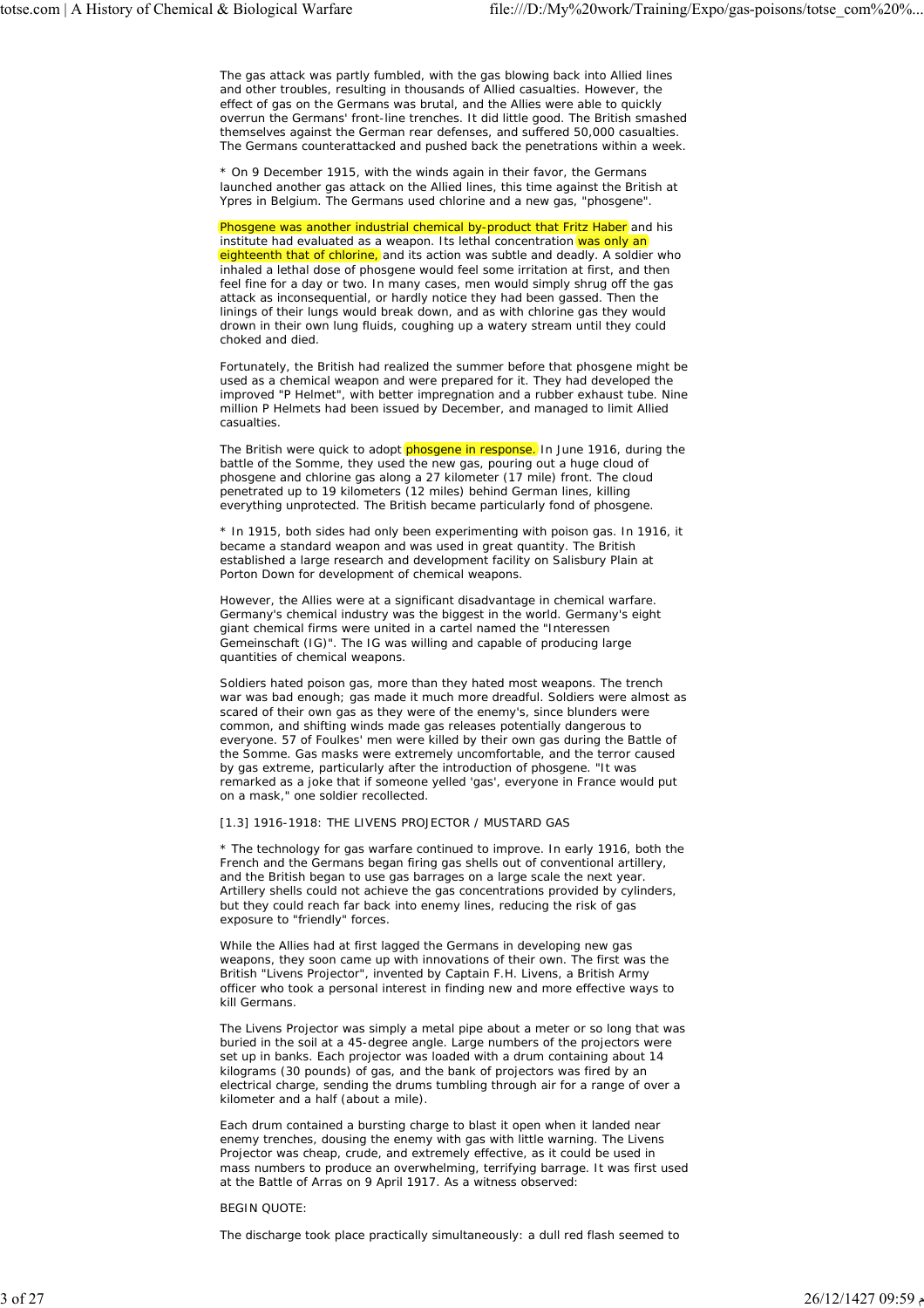The gas attack was partly fumbled, with the gas blowing back into Allied lines and other troubles, resulting in thousands of Allied casualties. However, the effect of gas on the Germans was brutal, and the Allies were able to quickly overrun the Germans' front-line trenches. It did little good. The British smashed themselves against the German rear defenses, and suffered 50,000 casualties. The Germans counterattacked and pushed back the penetrations within a week.

* On 9 December 1915, with the winds again in their favor, the Germans launched another gas attack on the Allied lines, this time against the British at Ypres in Belgium. The Germans used chlorine and a new gas, "phosgene".

Phosgene was another industrial chemical by-product that Fritz Haber and his institute had evaluated as a weapon. Its lethal concentration was only an eighteenth that of chlorine, and its action was subtle and deadly. A soldier who inhaled a lethal dose of phosgene would feel some irritation at first, and then feel fine for a day or two. In many cases, men would simply shrug off the gas attack as inconsequential, or hardly notice they had been gassed. Then the linings of their lungs would break down, and as with chlorine gas they would drown in their own lung fluids, coughing up a watery stream until they could choked and died.

Fortunately, the British had realized the summer before that phosgene might be used as a chemical weapon and were prepared for it. They had developed the improved "P Helmet", with better impregnation and a rubber exhaust tube. Nine million P Helmets had been issued by December, and managed to limit Allied casualties.

The British were quick to adopt phosgene in response. In June 1916, during the battle of the Somme, they used the new gas, pouring out a huge cloud of phosgene and chlorine gas along a 27 kilometer (17 mile) front. The cloud penetrated up to 19 kilometers (12 miles) behind German lines, killing everything unprotected. The British became particularly fond of phosgene.

* In 1915, both sides had only been experimenting with poison gas. In 1916, it became a standard weapon and was used in great quantity. The British established a large research and development facility on Salisbury Plain at Porton Down for development of chemical weapons.

However, the Allies were at a significant disadvantage in chemical warfare. Germany's chemical industry was the biggest in the world. Germany's eight giant chemical firms were united in a cartel named the "Interessen Gemeinschaft (IG)". The IG was willing and capable of producing large quantities of chemical weapons.

Soldiers hated poison gas, more than they hated most weapons. The trench war was bad enough; gas made it much more dreadful. Soldiers were almost as scared of their own gas as they were of the enemy's, since blunders were common, and shifting winds made gas releases potentially dangerous to everyone. 57 of Foulkes' men were killed by their own gas during the Battle of the Somme. Gas masks were extremely uncomfortable, and the terror caused by gas extreme, particularly after the introduction of phosgene. "It was remarked as a joke that if someone yelled 'gas', everyone in France would put on a mask," one soldier recollected.

[1.3] 1916-1918: THE LIVENS PROJECTOR / MUSTARD GAS

* The technology for gas warfare continued to improve. In early 1916, both the French and the Germans began firing gas shells out of conventional artillery, and the British began to use gas barrages on a large scale the next year. Artillery shells could not achieve the gas concentrations provided by cylinders, but they could reach far back into enemy lines, reducing the risk of gas exposure to "friendly" forces.

While the Allies had at first lagged the Germans in developing new gas weapons, they soon came up with innovations of their own. The first was the British "Livens Projector", invented by Captain F.H. Livens, a British Army officer who took a personal interest in finding new and more effective ways to kill Germans.

The Livens Projector was simply a metal pipe about a meter or so long that was buried in the soil at a 45-degree angle. Large numbers of the projectors were set up in banks. Each projector was loaded with a drum containing about 14 kilograms (30 pounds) of gas, and the bank of projectors was fired by an electrical charge, sending the drums tumbling through air for a range of over a kilometer and a half (about a mile).

Each drum contained a bursting charge to blast it open when it landed near enemy trenches, dousing the enemy with gas with little warning. The Livens Projector was cheap, crude, and extremely effective, as it could be used in mass numbers to produce an overwhelming, terrifying barrage. It was first used at the Battle of Arras on 9 April 1917. As a witness observed:

BEGIN QUOTE:

The discharge took place practically simultaneously: a dull red flash seemed to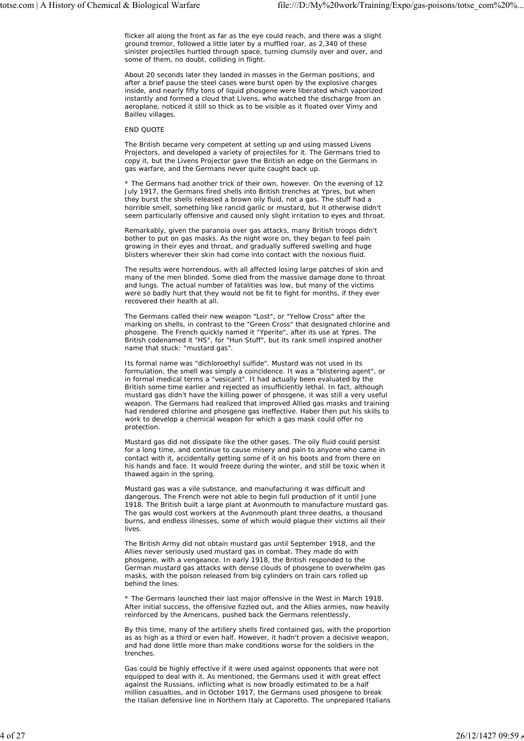flicker all along the front as far as the eye could reach, and there was a slight ground tremor, followed a little later by a muffled roar, as 2,340 of these sinister projectiles hurtled through space, turning clumsily over and over, and some of them, no doubt, colliding in flight.

About 20 seconds later they landed in masses in the German positions, and after a brief pause the steel cases were burst open by the explosive charges inside, and nearly fifty tons of liquid phosgene were liberated which vaporized instantly and formed a cloud that Livens, who watched the discharge from an aeroplane, noticed it still so thick as to be visible as it floated over Vimy and Bailleu villages.

END QUOTE

The British became very competent at setting up and using massed Livens Projectors, and developed a variety of projectiles for it. The Germans tried to copy it, but the Livens Projector gave the British an edge on the Germans in gas warfare, and the Germans never quite caught back up.

* The Germans had another trick of their own, however. On the evening of 12 July 1917, the Germans fired shells into British trenches at Ypres, but when they burst the shells released a brown oily fluid, not a gas. The stuff had a horrible smell, something like rancid garlic or mustard, but it otherwise didn't seem particularly offensive and caused only slight irritation to eyes and throat.

Remarkably, given the paranoia over gas attacks, many British troops didn't bother to put on gas masks. As the night wore on, they began to feel pain growing in their eyes and throat, and gradually suffered swelling and huge blisters wherever their skin had come into contact with the noxious fluid.

The results were horrendous, with all affected losing large patches of skin and many of the men blinded. Some died from the massive damage done to throat and lungs. The actual number of fatalities was low, but many of the victims were so badly hurt that they would not be fit to fight for months, if they ever recovered their health at all.

The Germans called their new weapon "Lost", or "Yellow Cross" after the marking on shells, in contrast to the "Green Cross" that designated chlorine and phosgene. The French quickly named it "Yperite", after its use at Ypres. The British codenamed it "HS", for "Hun Stuff", but its rank smell inspired another name that stuck: "mustard gas".

Its formal name was "dichloroethyl sulfide". Mustard was not used in its formulation, the smell was simply a coincidence. It was a "blistering agent", or in formal medical terms a "vesicant". It had actually been evaluated by the British some time earlier and rejected as insufficiently lethal. In fact, although mustard gas didn't have the killing power of phosgene, it was still a very useful weapon. The Germans had realized that improved Allied gas masks and training had rendered chlorine and phosgene gas ineffective. Haber then put his skills to work to develop a chemical weapon for which a gas mask could offer no protection.

Mustard gas did not dissipate like the other gases. The oily fluid could persist for a long time, and continue to cause misery and pain to anyone who came in contact with it, accidentally getting some of it on his boots and from there on his hands and face. It would freeze during the winter, and still be toxic when it thawed again in the spring.

Mustard gas was a vile substance, and manufacturing it was difficult and dangerous. The French were not able to begin full production of it until June 1918. The British built a large plant at Avonmouth to manufacture mustard gas. The gas would cost workers at the Avonmouth plant three deaths, a thousand burns, and endless illnesses, some of which would plague their victims all their lives.

The British Army did not obtain mustard gas until September 1918, and the Allies never seriously used mustard gas in combat. They made do with phosgene, with a vengeance. In early 1918, the British responded to the German mustard gas attacks with dense clouds of phosgene to overwhelm gas masks, with the poison released from big cylinders on train cars rolled up behind the lines.

* The Germans launched their last major offensive in the West in March 1918. After initial success, the offensive fizzled out, and the Allies armies, now heavily reinforced by the Americans, pushed back the Germans relentlessly.

By this time, many of the artillery shells fired contained gas, with the proportion as as high as a third or even half. However, it hadn't proven a decisive weapon, and had done little more than make conditions worse for the soldiers in the trenches.

Gas could be highly effective if it were used against opponents that were not equipped to deal with it. As mentioned, the Germans used it with great effect against the Russians, inflicting what is now broadly estimated to be a half million casualties, and in October 1917, the Germans used phosgene to break the Italian defensive line in Northern Italy at Caporetto. The unprepared Italians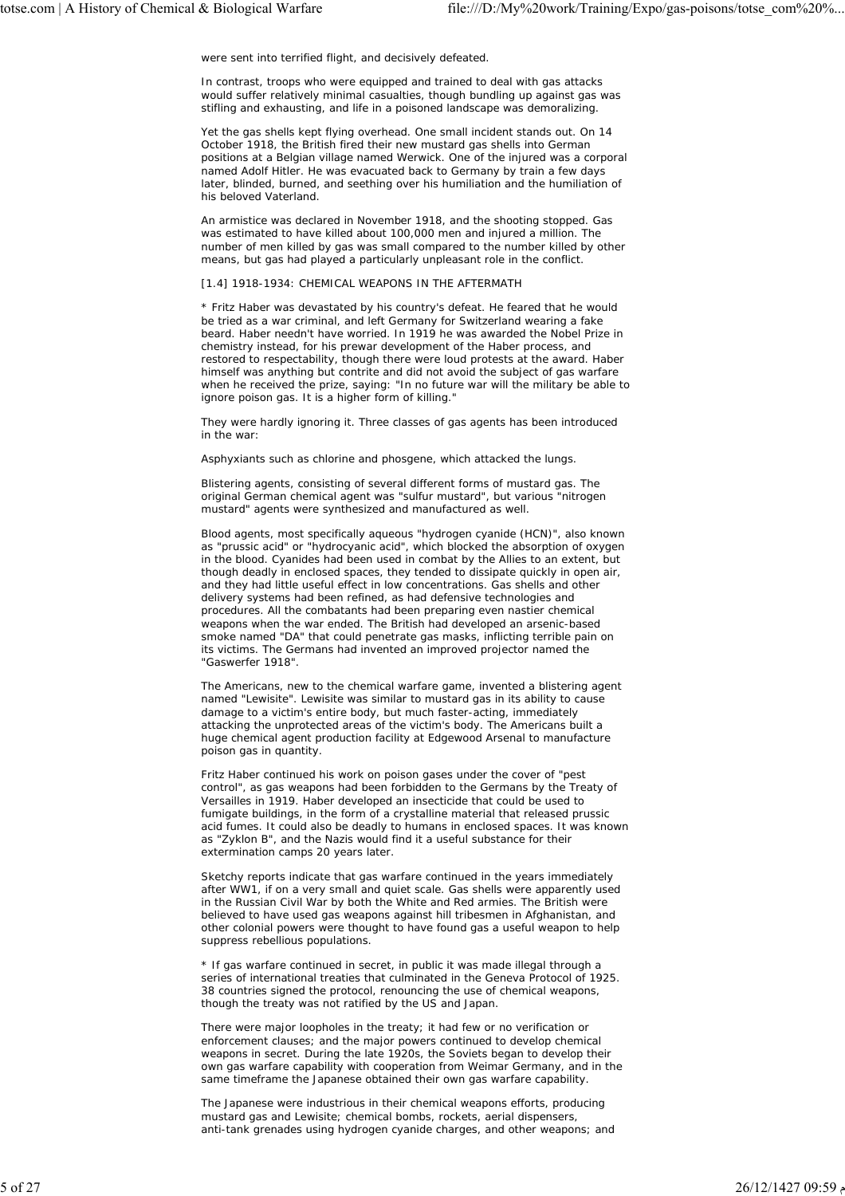were sent into terrified flight, and decisively defeated.

In contrast, troops who were equipped and trained to deal with gas attacks would suffer relatively minimal casualties, though bundling up against gas was stifling and exhausting, and life in a poisoned landscape was demoralizing.

Yet the gas shells kept flying overhead. One small incident stands out. On 14 October 1918, the British fired their new mustard gas shells into German positions at a Belgian village named Werwick. One of the injured was a corporal named Adolf Hitler. He was evacuated back to Germany by train a few days later, blinded, burned, and seething over his humiliation and the humiliation of his beloved Vaterland.

An armistice was declared in November 1918, and the shooting stopped. Gas was estimated to have killed about 100,000 men and injured a million. The number of men killed by gas was small compared to the number killed by other means, but gas had played a particularly unpleasant role in the conflict.

[1.4] 1918-1934: CHEMICAL WEAPONS IN THE AFTERMATH

* Fritz Haber was devastated by his country's defeat. He feared that he would be tried as a war criminal, and left Germany for Switzerland wearing a fake beard. Haber needn't have worried. In 1919 he was awarded the Nobel Prize in chemistry instead, for his prewar development of the Haber process, and restored to respectability, though there were loud protests at the award. Haber himself was anything but contrite and did not avoid the subject of gas warfare when he received the prize, saying: "In no future war will the military be able to ignore poison gas. It is a higher form of killing."

They were hardly ignoring it. Three classes of gas agents has been introduced in the war:

Asphyxiants such as chlorine and phosgene, which attacked the lungs.

Blistering agents, consisting of several different forms of mustard gas. The original German chemical agent was "sulfur mustard", but various "nitrogen mustard" agents were synthesized and manufactured as well.

Blood agents, most specifically aqueous "hydrogen cyanide (HCN)", also known as "prussic acid" or "hydrocyanic acid", which blocked the absorption of oxygen in the blood. Cyanides had been used in combat by the Allies to an extent, but though deadly in enclosed spaces, they tended to dissipate quickly in open air, and they had little useful effect in low concentrations. Gas shells and other delivery systems had been refined, as had defensive technologies and procedures. All the combatants had been preparing even nastier chemical weapons when the war ended. The British had developed an arsenic-based smoke named "DA" that could penetrate gas masks, inflicting terrible pain on its victims. The Germans had invented an improved projector named the "Gaswerfer 1918".

The Americans, new to the chemical warfare game, invented a blistering agent named "Lewisite". Lewisite was similar to mustard gas in its ability to cause damage to a victim's entire body, but much faster-acting, immediately attacking the unprotected areas of the victim's body. The Americans built a huge chemical agent production facility at Edgewood Arsenal to manufacture poison gas in quantity.

Fritz Haber continued his work on poison gases under the cover of "pest control", as gas weapons had been forbidden to the Germans by the Treaty of Versailles in 1919. Haber developed an insecticide that could be used to fumigate buildings, in the form of a crystalline material that released prussic acid fumes. It could also be deadly to humans in enclosed spaces. It was known as "Zyklon B", and the Nazis would find it a useful substance for their extermination camps 20 years later.

Sketchy reports indicate that gas warfare continued in the years immediately after WW1, if on a very small and quiet scale. Gas shells were apparently used in the Russian Civil War by both the White and Red armies. The British were believed to have used gas weapons against hill tribesmen in Afghanistan, and other colonial powers were thought to have found gas a useful weapon to help suppress rebellious populations.

* If gas warfare continued in secret, in public it was made illegal through a series of international treaties that culminated in the Geneva Protocol of 1925. 38 countries signed the protocol, renouncing the use of chemical weapons, though the treaty was not ratified by the US and Japan.

There were major loopholes in the treaty; it had few or no verification or enforcement clauses; and the major powers continued to develop chemical weapons in secret. During the late 1920s, the Soviets began to develop their own gas warfare capability with cooperation from Weimar Germany, and in the same timeframe the Japanese obtained their own gas warfare capability.

The Japanese were industrious in their chemical weapons efforts, producing mustard gas and Lewisite; chemical bombs, rockets, aerial dispensers, anti-tank grenades using hydrogen cyanide charges, and other weapons; and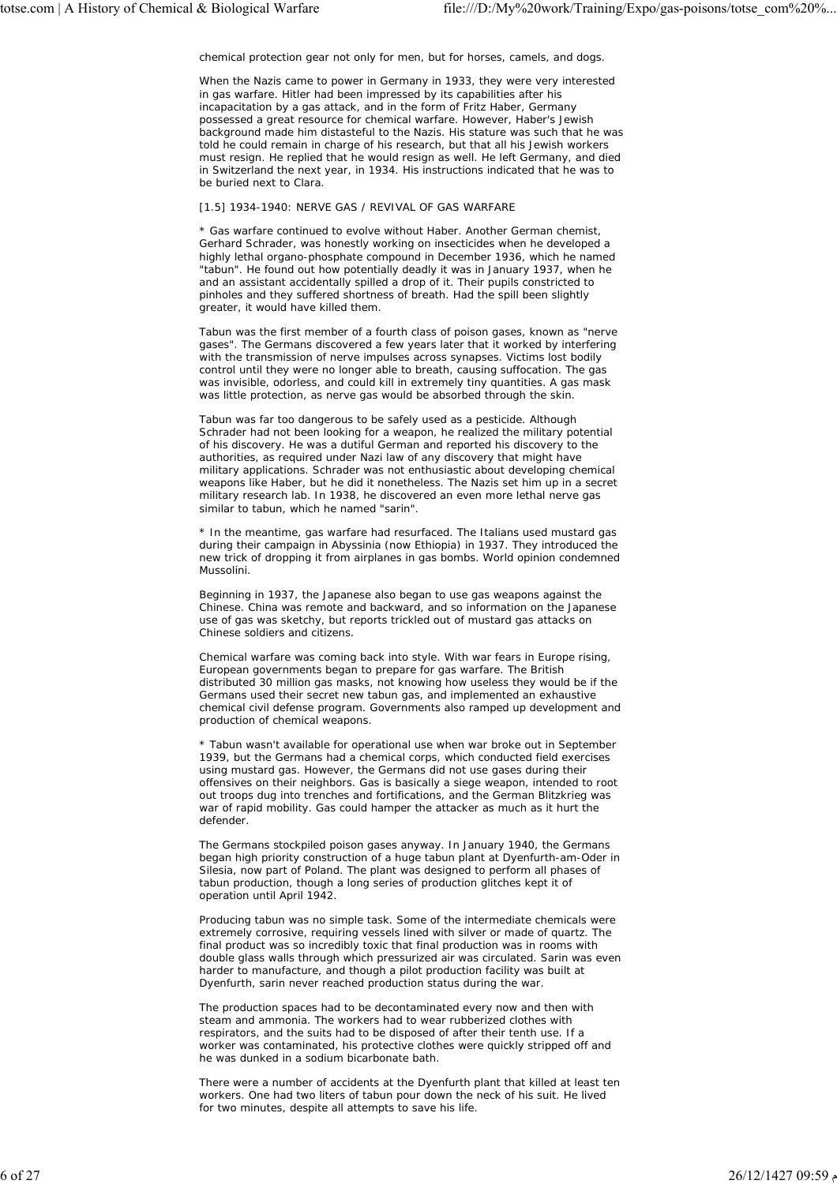chemical protection gear not only for men, but for horses, camels, and dogs.

When the Nazis came to power in Germany in 1933, they were very interested in gas warfare. Hitler had been impressed by its capabilities after his incapacitation by a gas attack, and in the form of Fritz Haber, Germany possessed a great resource for chemical warfare. However, Haber's Jewish background made him distasteful to the Nazis. His stature was such that he was told he could remain in charge of his research, but that all his Jewish workers must resign. He replied that he would resign as well. He left Germany, and died in Switzerland the next year, in 1934. His instructions indicated that he was to be buried next to Clara.

[1.5] 1934-1940: NERVE GAS / REVIVAL OF GAS WARFARE

* Gas warfare continued to evolve without Haber. Another German chemist, Gerhard Schrader, was honestly working on insecticides when he developed a highly lethal organo-phosphate compound in December 1936, which he named "tabun". He found out how potentially deadly it was in January 1937, when he and an assistant accidentally spilled a drop of it. Their pupils constricted to pinholes and they suffered shortness of breath. Had the spill been slightly greater, it would have killed them.

Tabun was the first member of a fourth class of poison gases, known as "nerve gases". The Germans discovered a few years later that it worked by interfering with the transmission of nerve impulses across synapses. Victims lost bodily control until they were no longer able to breath, causing suffocation. The gas was invisible, odorless, and could kill in extremely tiny quantities. A gas mask was little protection, as nerve gas would be absorbed through the skin.

Tabun was far too dangerous to be safely used as a pesticide. Although Schrader had not been looking for a weapon, he realized the military potential of his discovery. He was a dutiful German and reported his discovery to the authorities, as required under Nazi law of any discovery that might have military applications. Schrader was not enthusiastic about developing chemical weapons like Haber, but he did it nonetheless. The Nazis set him up in a secret military research lab. In 1938, he discovered an even more lethal nerve gas similar to tabun, which he named "sarin".

* In the meantime, gas warfare had resurfaced. The Italians used mustard gas during their campaign in Abyssinia (now Ethiopia) in 1937. They introduced the new trick of dropping it from airplanes in gas bombs. World opinion condemned Mussolini.

Beginning in 1937, the Japanese also began to use gas weapons against the Chinese. China was remote and backward, and so information on the Japanese use of gas was sketchy, but reports trickled out of mustard gas attacks on Chinese soldiers and citizens.

Chemical warfare was coming back into style. With war fears in Europe rising, European governments began to prepare for gas warfare. The British distributed 30 million gas masks, not knowing how useless they would be if the Germans used their secret new tabun gas, and implemented an exhaustive chemical civil defense program. Governments also ramped up development and production of chemical weapons.

* Tabun wasn't available for operational use when war broke out in September 1939, but the Germans had a chemical corps, which conducted field exercises using mustard gas. However, the Germans did not use gases during their offensives on their neighbors. Gas is basically a siege weapon, intended to root out troops dug into trenches and fortifications, and the German Blitzkrieg was war of rapid mobility. Gas could hamper the attacker as much as it hurt the defender.

The Germans stockpiled poison gases anyway. In January 1940, the Germans began high priority construction of a huge tabun plant at Dyenfurth-am-Oder in Silesia, now part of Poland. The plant was designed to perform all phases of tabun production, though a long series of production glitches kept it of operation until April 1942.

Producing tabun was no simple task. Some of the intermediate chemicals were extremely corrosive, requiring vessels lined with silver or made of quartz. The final product was so incredibly toxic that final production was in rooms with double glass walls through which pressurized air was circulated. Sarin was even harder to manufacture, and though a pilot production facility was built at Dyenfurth, sarin never reached production status during the war.

The production spaces had to be decontaminated every now and then with steam and ammonia. The workers had to wear rubberized clothes with respirators, and the suits had to be disposed of after their tenth use. If a worker was contaminated, his protective clothes were quickly stripped off and he was dunked in a sodium bicarbonate bath.

There were a number of accidents at the Dyenfurth plant that killed at least ten workers. One had two liters of tabun pour down the neck of his suit. He lived for two minutes, despite all attempts to save his life.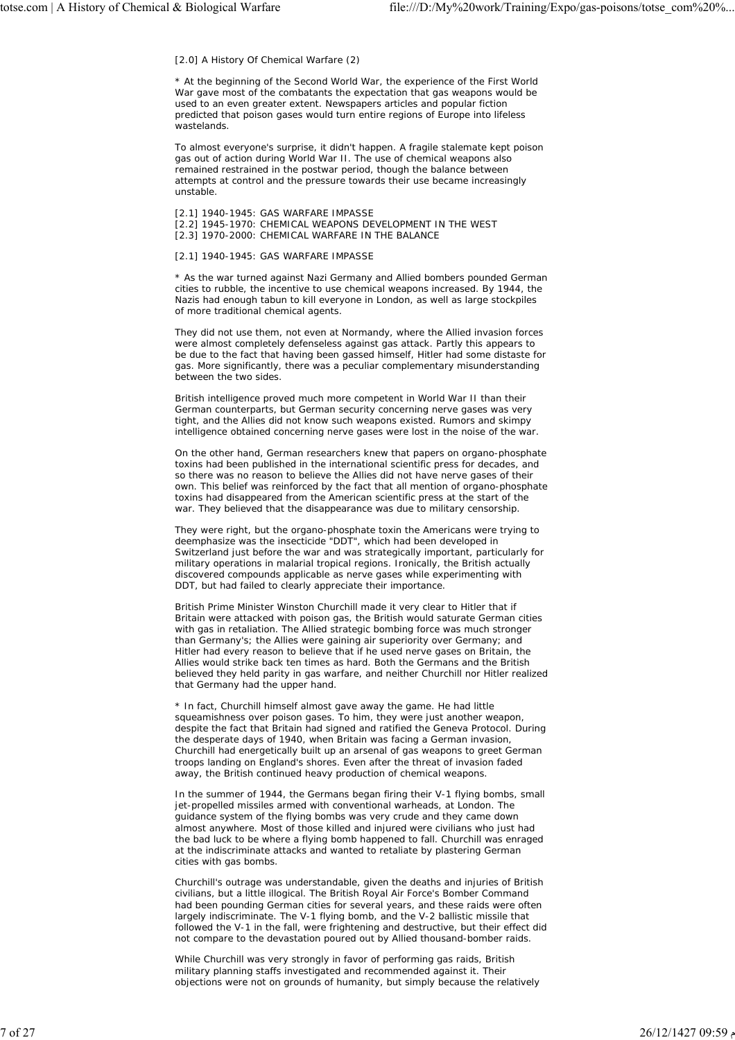[2.0] A History Of Chemical Warfare (2)

* At the beginning of the Second World War, the experience of the First World War gave most of the combatants the expectation that gas weapons would be used to an even greater extent. Newspapers articles and popular fiction predicted that poison gases would turn entire regions of Europe into lifeless wastelands.

To almost everyone's surprise, it didn't happen. A fragile stalemate kept poison gas out of action during World War II. The use of chemical weapons also remained restrained in the postwar period, though the balance between attempts at control and the pressure towards their use became increasingly unstable.

[2.1] 1940-1945: GAS WARFARE IMPASSE
[2.2] 1945-1970: CHEMICAL WEAPONS DEVELOPMENT IN THE WEST
[2.3] 1970-2000: CHEMICAL WARFARE IN THE BALANCE

[2.1] 1940-1945: GAS WARFARE IMPASSE

* As the war turned against Nazi Germany and Allied bombers pounded German cities to rubble, the incentive to use chemical weapons increased. By 1944, the Nazis had enough tabun to kill everyone in London, as well as large stockpiles of more traditional chemical agents.

They did not use them, not even at Normandy, where the Allied invasion forces were almost completely defenseless against gas attack. Partly this appears to be due to the fact that having been gassed himself, Hitler had some distaste for gas. More significantly, there was a peculiar complementary misunderstanding between the two sides.

British intelligence proved much more competent in World War II than their German counterparts, but German security concerning nerve gases was very tight, and the Allies did not know such weapons existed. Rumors and skimpy intelligence obtained concerning nerve gases were lost in the noise of the war.

On the other hand, German researchers knew that papers on organo-phosphate toxins had been published in the international scientific press for decades, and so there was no reason to believe the Allies did not have nerve gases of their own. This belief was reinforced by the fact that all mention of organo-phosphate toxins had disappeared from the American scientific press at the start of the war. They believed that the disappearance was due to military censorship.

They were right, but the organo-phosphate toxin the Americans were trying to deemphasize was the insecticide "DDT", which had been developed in Switzerland just before the war and was strategically important, particularly for military operations in malarial tropical regions. Ironically, the British actually discovered compounds applicable as nerve gases while experimenting with DDT, but had failed to clearly appreciate their importance.

British Prime Minister Winston Churchill made it very clear to Hitler that if Britain were attacked with poison gas, the British would saturate German cities with gas in retaliation. The Allied strategic bombing force was much stronger than Germany's; the Allies were gaining air superiority over Germany; and Hitler had every reason to believe that if he used nerve gases on Britain, the Allies would strike back ten times as hard. Both the Germans and the British believed they held parity in gas warfare, and neither Churchill nor Hitler realized that Germany had the upper hand.

* In fact, Churchill himself almost gave away the game. He had little squeamishness over poison gases. To him, they were just another weapon, despite the fact that Britain had signed and ratified the Geneva Protocol. During the desperate days of 1940, when Britain was facing a German invasion, Churchill had energetically built up an arsenal of gas weapons to greet German troops landing on England's shores. Even after the threat of invasion faded away, the British continued heavy production of chemical weapons.

In the summer of 1944, the Germans began firing their V-1 flying bombs, small jet-propelled missiles armed with conventional warheads, at London. The guidance system of the flying bombs was very crude and they came down almost anywhere. Most of those killed and injured were civilians who just had the bad luck to be where a flying bomb happened to fall. Churchill was enraged at the indiscriminate attacks and wanted to retaliate by plastering German cities with gas bombs.

Churchill's outrage was understandable, given the deaths and injuries of British civilians, but a little illogical. The British Royal Air Force's Bomber Command had been pounding German cities for several years, and these raids were often largely indiscriminate. The V-1 flying bomb, and the V-2 ballistic missile that followed the V-1 in the fall, were frightening and destructive, but their effect did not compare to the devastation poured out by Allied thousand-bomber raids.

While Churchill was very strongly in favor of performing gas raids, British military planning staffs investigated and recommended against it. Their objections were not on grounds of humanity, but simply because the relatively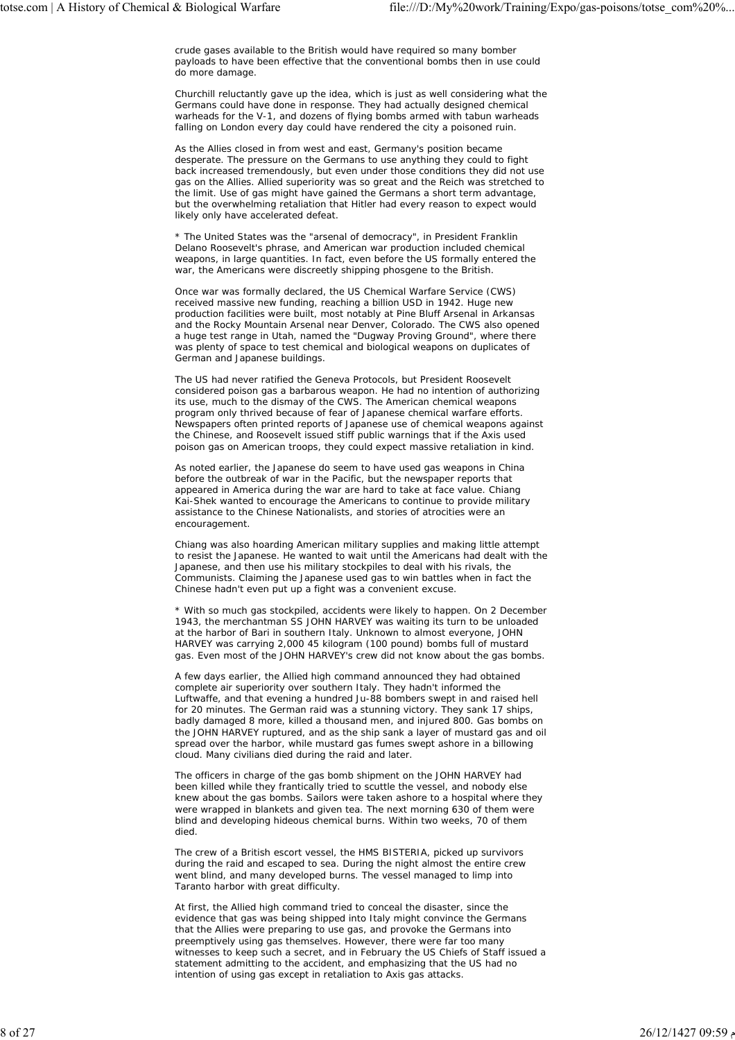crude gases available to the British would have required so many bomber payloads to have been effective that the conventional bombs then in use could do more damage.

Churchill reluctantly gave up the idea, which is just as well considering what the Germans could have done in response. They had actually designed chemical warheads for the V-1, and dozens of flying bombs armed with tabun warheads falling on London every day could have rendered the city a poisoned ruin.

As the Allies closed in from west and east, Germany's position became desperate. The pressure on the Germans to use anything they could to fight back increased tremendously, but even under those conditions they did not use gas on the Allies. Allied superiority was so great and the Reich was stretched to the limit. Use of gas might have gained the Germans a short term advantage, but the overwhelming retaliation that Hitler had every reason to expect would likely only have accelerated defeat.

* The United States was the "arsenal of democracy", in President Franklin Delano Roosevelt's phrase, and American war production included chemical weapons, in large quantities. In fact, even before the US formally entered the war, the Americans were discreetly shipping phosgene to the British.

Once war was formally declared, the US Chemical Warfare Service (CWS) received massive new funding, reaching a billion USD in 1942. Huge new production facilities were built, most notably at Pine Bluff Arsenal in Arkansas and the Rocky Mountain Arsenal near Denver, Colorado. The CWS also opened a huge test range in Utah, named the "Dugway Proving Ground", where there was plenty of space to test chemical and biological weapons on duplicates of German and Japanese buildings.

The US had never ratified the Geneva Protocols, but President Roosevelt considered poison gas a barbarous weapon. He had no intention of authorizing its use, much to the dismay of the CWS. The American chemical weapons program only thrived because of fear of Japanese chemical warfare efforts. Newspapers often printed reports of Japanese use of chemical weapons against the Chinese, and Roosevelt issued stiff public warnings that if the Axis used poison gas on American troops, they could expect massive retaliation in kind.

As noted earlier, the Japanese do seem to have used gas weapons in China before the outbreak of war in the Pacific, but the newspaper reports that appeared in America during the war are hard to take at face value. Chiang Kai-Shek wanted to encourage the Americans to continue to provide military assistance to the Chinese Nationalists, and stories of atrocities were an encouragement.

Chiang was also hoarding American military supplies and making little attempt to resist the Japanese. He wanted to wait until the Americans had dealt with the Japanese, and then use his military stockpiles to deal with his rivals, the Communists. Claiming the Japanese used gas to win battles when in fact the Chinese hadn't even put up a fight was a convenient excuse.

* With so much gas stockpiled, accidents were likely to happen. On 2 December 1943, the merchantman SS JOHN HARVEY was waiting its turn to be unloaded at the harbor of Bari in southern Italy. Unknown to almost everyone, JOHN HARVEY was carrying 2,000 45 kilogram (100 pound) bombs full of mustard gas. Even most of the JOHN HARVEY's crew did not know about the gas bombs.

A few days earlier, the Allied high command announced they had obtained complete air superiority over southern Italy. They hadn't informed the Luftwaffe, and that evening a hundred Ju-88 bombers swept in and raised hell for 20 minutes. The German raid was a stunning victory. They sank 17 ships, badly damaged 8 more, killed a thousand men, and injured 800. Gas bombs on the JOHN HARVEY ruptured, and as the ship sank a layer of mustard gas and oil spread over the harbor, while mustard gas fumes swept ashore in a billowing cloud. Many civilians died during the raid and later.

The officers in charge of the gas bomb shipment on the JOHN HARVEY had been killed while they frantically tried to scuttle the vessel, and nobody else knew about the gas bombs. Sailors were taken ashore to a hospital where they were wrapped in blankets and given tea. The next morning 630 of them were blind and developing hideous chemical burns. Within two weeks, 70 of them died.

The crew of a British escort vessel, the HMS BISTERIA, picked up survivors during the raid and escaped to sea. During the night almost the entire crew went blind, and many developed burns. The vessel managed to limp into Taranto harbor with great difficulty.

At first, the Allied high command tried to conceal the disaster, since the evidence that gas was being shipped into Italy might convince the Germans that the Allies were preparing to use gas, and provoke the Germans into preemptively using gas themselves. However, there were far too many witnesses to keep such a secret, and in February the US Chiefs of Staff issued a statement admitting to the accident, and emphasizing that the US had no intention of using gas except in retaliation to Axis gas attacks.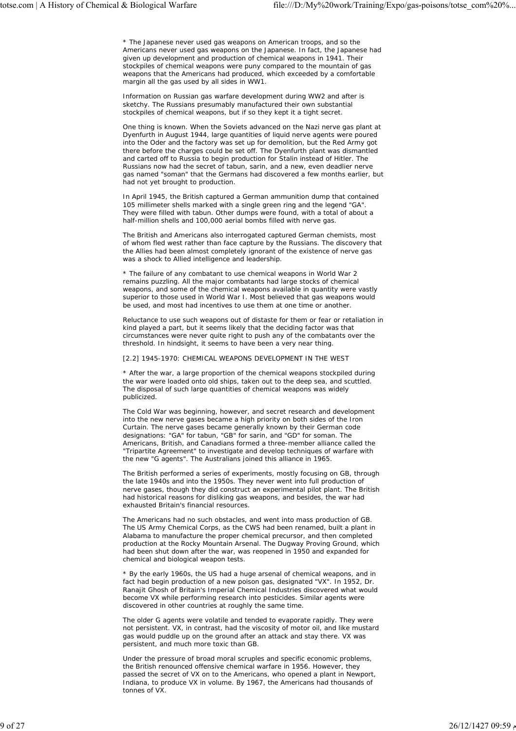* The Japanese never used gas weapons on American troops, and so the Americans never used gas weapons on the Japanese. In fact, the Japanese had given up development and production of chemical weapons in 1941. Their stockpiles of chemical weapons were puny compared to the mountain of gas weapons that the Americans had produced, which exceeded by a comfortable margin all the gas used by all sides in WW1.

Information on Russian gas warfare development during WW2 and after is sketchy. The Russians presumably manufactured their own substantial stockpiles of chemical weapons, but if so they kept it a tight secret.

One thing is known. When the Soviets advanced on the Nazi nerve gas plant at Dyenfurth in August 1944, large quantities of liquid nerve agents were poured into the Oder and the factory was set up for demolition, but the Red Army got there before the charges could be set off. The Dyenfurth plant was dismantled and carted off to Russia to begin production for Stalin instead of Hitler. The Russians now had the secret of tabun, sarin, and a new, even deadlier nerve gas named "soman" that the Germans had discovered a few months earlier, but had not yet brought to production.

In April 1945, the British captured a German ammunition dump that contained 105 millimeter shells marked with a single green ring and the legend "GA". They were filled with tabun. Other dumps were found, with a total of about a half-million shells and 100,000 aerial bombs filled with nerve gas.

The British and Americans also interrogated captured German chemists, most of whom fled west rather than face capture by the Russians. The discovery that the Allies had been almost completely ignorant of the existence of nerve gas was a shock to Allied intelligence and leadership.

* The failure of any combatant to use chemical weapons in World War 2 remains puzzling. All the major combatants had large stocks of chemical weapons, and some of the chemical weapons available in quantity were vastly superior to those used in World War I. Most believed that gas weapons would be used, and most had incentives to use them at one time or another.

Reluctance to use such weapons out of distaste for them or fear or retaliation in kind played a part, but it seems likely that the deciding factor was that circumstances were never quite right to push any of the combatants over the threshold. In hindsight, it seems to have been a very near thing.

## [2.2] 1945-1970: CHEMICAL WEAPONS DEVELOPMENT IN THE WEST

* After the war, a large proportion of the chemical weapons stockpiled during the war were loaded onto old ships, taken out to the deep sea, and scuttled. The disposal of such large quantities of chemical weapons was widely publicized.

The Cold War was beginning, however, and secret research and development into the new nerve gases became a high priority on both sides of the Iron Curtain. The nerve gases became generally known by their German code designations: "GA" for tabun, "GB" for sarin, and "GD" for soman. The Americans, British, and Canadians formed a three-member alliance called the "Tripartite Agreement" to investigate and develop techniques of warfare with the new "G agents". The Australians joined this alliance in 1965.

The British performed a series of experiments, mostly focusing on GB, through the late 1940s and into the 1950s. They never went into full production of nerve gases, though they did construct an experimental pilot plant. The British had historical reasons for disliking gas weapons, and besides, the war had exhausted Britain's financial resources.

The Americans had no such obstacles, and went into mass production of GB. The US Army Chemical Corps, as the CWS had been renamed, built a plant in Alabama to manufacture the proper chemical precursor, and then completed production at the Rocky Mountain Arsenal. The Dugway Proving Ground, which had been shut down after the war, was reopened in 1950 and expanded for chemical and biological weapon tests.

* By the early 1960s, the US had a huge arsenal of chemical weapons, and in fact had begin production of a new poison gas, designated "VX". In 1952, Dr. Ranajit Ghosh of Britain's Imperial Chemical Industries discovered what would become VX while performing research into pesticides. Similar agents were discovered in other countries at roughly the same time.

The older G agents were volatile and tended to evaporate rapidly. They were not persistent. VX, in contrast, had the viscosity of motor oil, and like mustard gas would puddle up on the ground after an attack and stay there. VX was persistent, and much more toxic than GB.

Under the pressure of broad moral scruples and specific economic problems, the British renounced offensive chemical warfare in 1956. However, they passed the secret of VX on to the Americans, who opened a plant in Newport, Indiana, to produce VX in volume. By 1967, the Americans had thousands of tonnes of VX.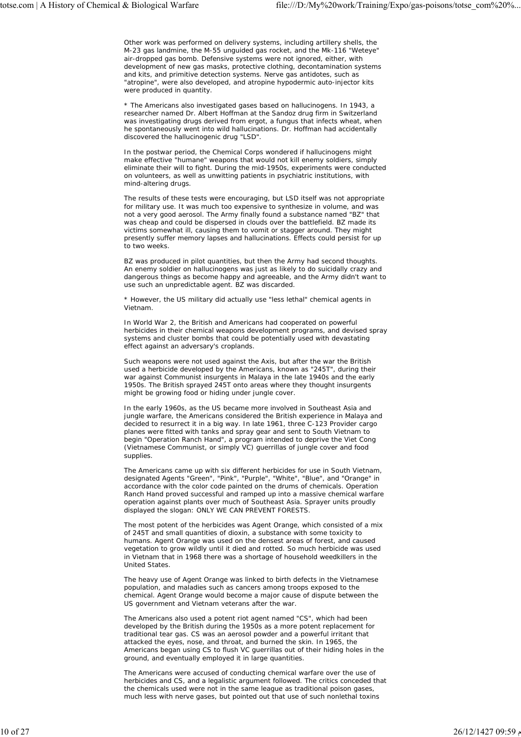Other work was performed on delivery systems, including artillery shells, the M-23 gas landmine, the M-55 unguided gas rocket, and the Mk-116 "Weteye" air-dropped gas bomb. Defensive systems were not ignored, either, with development of new gas masks, protective clothing, decontamination systems and kits, and primitive detection systems. Nerve gas antidotes, such as "atropine", were also developed, and atropine hypodermic auto-injector kits were produced in quantity.

* The Americans also investigated gases based on hallucinogens. In 1943, a researcher named Dr. Albert Hoffman at the Sandoz drug firm in Switzerland was investigating drugs derived from ergot, a fungus that infects wheat, when he spontaneously went into wild hallucinations. Dr. Hoffman had accidentally discovered the hallucinogenic drug "LSD".

In the postwar period, the Chemical Corps wondered if hallucinogens might make effective "humane" weapons that would not kill enemy soldiers, simply eliminate their will to fight. During the mid-1950s, experiments were conducted on volunteers, as well as unwitting patients in psychiatric institutions, with mind-altering drugs.

The results of these tests were encouraging, but LSD itself was not appropriate for military use. It was much too expensive to synthesize in volume, and was not a very good aerosol. The Army finally found a substance named "BZ" that was cheap and could be dispersed in clouds over the battlefield. BZ made its victims somewhat ill, causing them to vomit or stagger around. They might presently suffer memory lapses and hallucinations. Effects could persist for up to two weeks.

BZ was produced in pilot quantities, but then the Army had second thoughts. An enemy soldier on hallucinogens was just as likely to do suicidally crazy and dangerous things as become happy and agreeable, and the Army didn't want to use such an unpredictable agent. BZ was discarded.

* However, the US military did actually use "less lethal" chemical agents in Vietnam.

In World War 2, the British and Americans had cooperated on powerful herbicides in their chemical weapons development programs, and devised spray systems and cluster bombs that could be potentially used with devastating effect against an adversary's croplands.

Such weapons were not used against the Axis, but after the war the British used a herbicide developed by the Americans, known as "245T", during their war against Communist insurgents in Malaya in the late 1940s and the early 1950s. The British sprayed 245T onto areas where they thought insurgents might be growing food or hiding under jungle cover.

In the early 1960s, as the US became more involved in Southeast Asia and jungle warfare, the Americans considered the British experience in Malaya and decided to resurrect it in a big way. In late 1961, three C-123 Provider cargo planes were fitted with tanks and spray gear and sent to South Vietnam to begin "Operation Ranch Hand", a program intended to deprive the Viet Cong (Vietnamese Communist, or simply VC) guerrillas of jungle cover and food supplies.

The Americans came up with six different herbicides for use in South Vietnam, designated Agents "Green", "Pink", "Purple", "White", "Blue", and "Orange" in accordance with the color code painted on the drums of chemicals. Operation Ranch Hand proved successful and ramped up into a massive chemical warfare operation against plants over much of Southeast Asia. Sprayer units proudly displayed the slogan: ONLY WE CAN PREVENT FORESTS.

The most potent of the herbicides was Agent Orange, which consisted of a mix of 245T and small quantities of dioxin, a substance with some toxicity to humans. Agent Orange was used on the densest areas of forest, and caused vegetation to grow wildly until it died and rotted. So much herbicide was used in Vietnam that in 1968 there was a shortage of household weedkillers in the United States.

The heavy use of Agent Orange was linked to birth defects in the Vietnamese population, and maladies such as cancers among troops exposed to the chemical. Agent Orange would become a major cause of dispute between the US government and Vietnam veterans after the war.

The Americans also used a potent riot agent named "CS", which had been developed by the British during the 1950s as a more potent replacement for traditional tear gas. CS was an aerosol powder and a powerful irritant that attacked the eyes, nose, and throat, and burned the skin. In 1965, the Americans began using CS to flush VC guerrillas out of their hiding holes in the ground, and eventually employed it in large quantities.

The Americans were accused of conducting chemical warfare over the use of herbicides and CS, and a legalistic argument followed. The critics conceded that the chemicals used were not in the same league as traditional poison gases, much less with nerve gases, but pointed out that use of such nonlethal toxins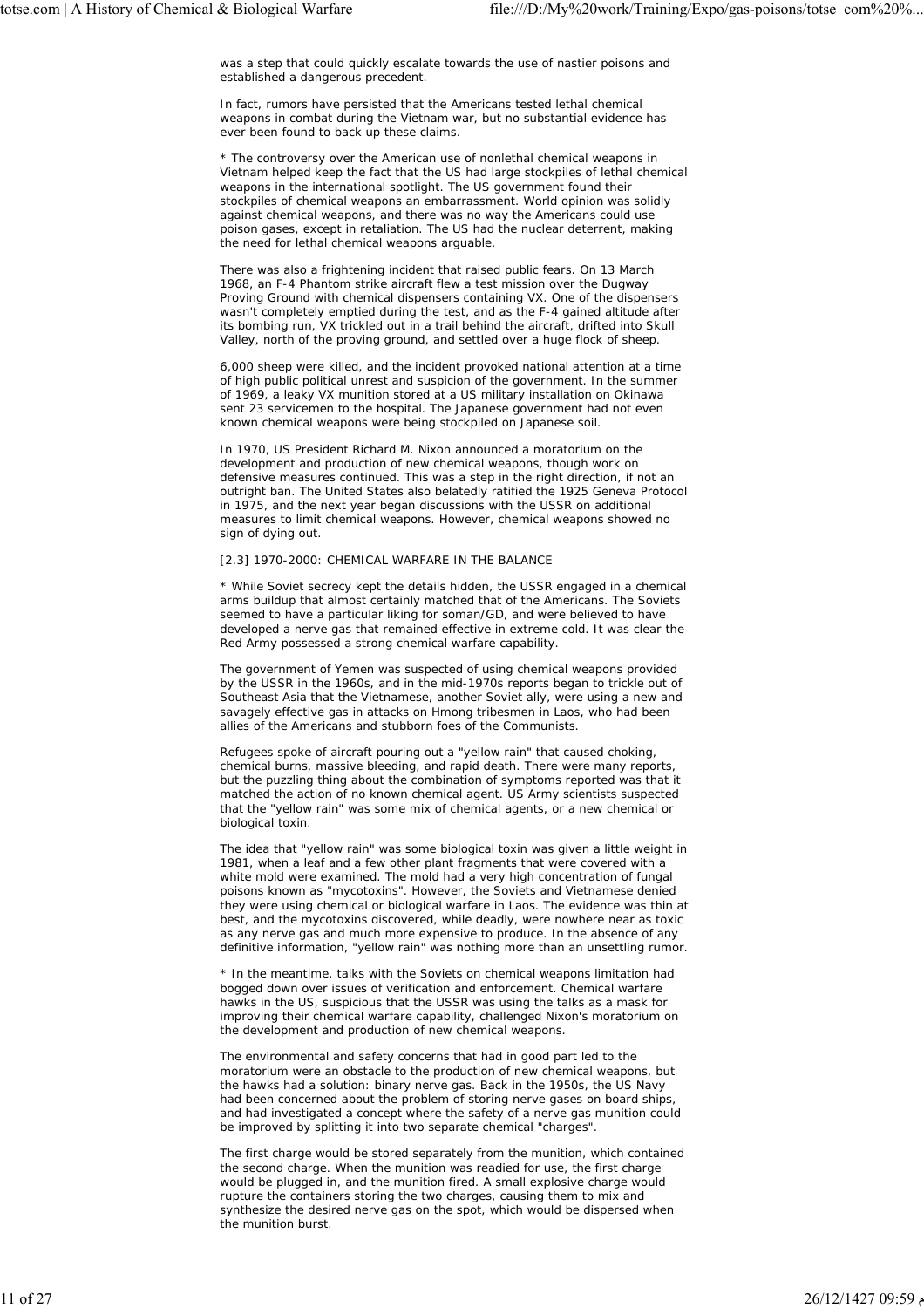was a step that could quickly escalate towards the use of nastier poisons and established a dangerous precedent.

In fact, rumors have persisted that the Americans tested lethal chemical weapons in combat during the Vietnam war, but no substantial evidence has ever been found to back up these claims.

* The controversy over the American use of nonlethal chemical weapons in Vietnam helped keep the fact that the US had large stockpiles of lethal chemical weapons in the international spotlight. The US government found their stockpiles of chemical weapons an embarrassment. World opinion was solidly against chemical weapons, and there was no way the Americans could use poison gases, except in retaliation. The US had the nuclear deterrent, making the need for lethal chemical weapons arguable.

There was also a frightening incident that raised public fears. On 13 March 1968, an F-4 Phantom strike aircraft flew a test mission over the Dugway Proving Ground with chemical dispensers containing VX. One of the dispensers wasn't completely emptied during the test, and as the F-4 gained altitude after its bombing run, VX trickled out in a trail behind the aircraft, drifted into Skull Valley, north of the proving ground, and settled over a huge flock of sheep.

6,000 sheep were killed, and the incident provoked national attention at a time of high public political unrest and suspicion of the government. In the summer of 1969, a leaky VX munition stored at a US military installation on Okinawa sent 23 servicemen to the hospital. The Japanese government had not even known chemical weapons were being stockpiled on Japanese soil.

In 1970, US President Richard M. Nixon announced a moratorium on the development and production of new chemical weapons, though work on defensive measures continued. This was a step in the right direction, if not an outright ban. The United States also belatedly ratified the 1925 Geneva Protocol in 1975, and the next year began discussions with the USSR on additional measures to limit chemical weapons. However, chemical weapons showed no sign of dying out.

[2.3] 1970-2000: CHEMICAL WARFARE IN THE BALANCE

* While Soviet secrecy kept the details hidden, the USSR engaged in a chemical arms buildup that almost certainly matched that of the Americans. The Soviets seemed to have a particular liking for soman/GD, and were believed to have developed a nerve gas that remained effective in extreme cold. It was clear the Red Army possessed a strong chemical warfare capability.

The government of Yemen was suspected of using chemical weapons provided by the USSR in the 1960s, and in the mid-1970s reports began to trickle out of Southeast Asia that the Vietnamese, another Soviet ally, were using a new and savagely effective gas in attacks on Hmong tribesmen in Laos, who had been allies of the Americans and stubborn foes of the Communists.

Refugees spoke of aircraft pouring out a "yellow rain" that caused choking, chemical burns, massive bleeding, and rapid death. There were many reports, but the puzzling thing about the combination of symptoms reported was that it matched the action of no known chemical agent. US Army scientists suspected that the "yellow rain" was some mix of chemical agents, or a new chemical or biological toxin.

The idea that "yellow rain" was some biological toxin was given a little weight in 1981, when a leaf and a few other plant fragments that were covered with a white mold were examined. The mold had a very high concentration of fungal poisons known as "mycotoxins". However, the Soviets and Vietnamese denied they were using chemical or biological warfare in Laos. The evidence was thin at best, and the mycotoxins discovered, while deadly, were nowhere near as toxic as any nerve gas and much more expensive to produce. In the absence of any definitive information, "yellow rain" was nothing more than an unsettling rumor.

* In the meantime, talks with the Soviets on chemical weapons limitation had bogged down over issues of verification and enforcement. Chemical warfare hawks in the US, suspicious that the USSR was using the talks as a mask for improving their chemical warfare capability, challenged Nixon's moratorium on the development and production of new chemical weapons.

The environmental and safety concerns that had in good part led to the moratorium were an obstacle to the production of new chemical weapons, but the hawks had a solution: binary nerve gas. Back in the 1950s, the US Navy had been concerned about the problem of storing nerve gases on board ships, and had investigated a concept where the safety of a nerve gas munition could be improved by splitting it into two separate chemical "charges".

The first charge would be stored separately from the munition, which contained the second charge. When the munition was readied for use, the first charge would be plugged in, and the munition fired. A small explosive charge would rupture the containers storing the two charges, causing them to mix and synthesize the desired nerve gas on the spot, which would be dispersed when the munition burst.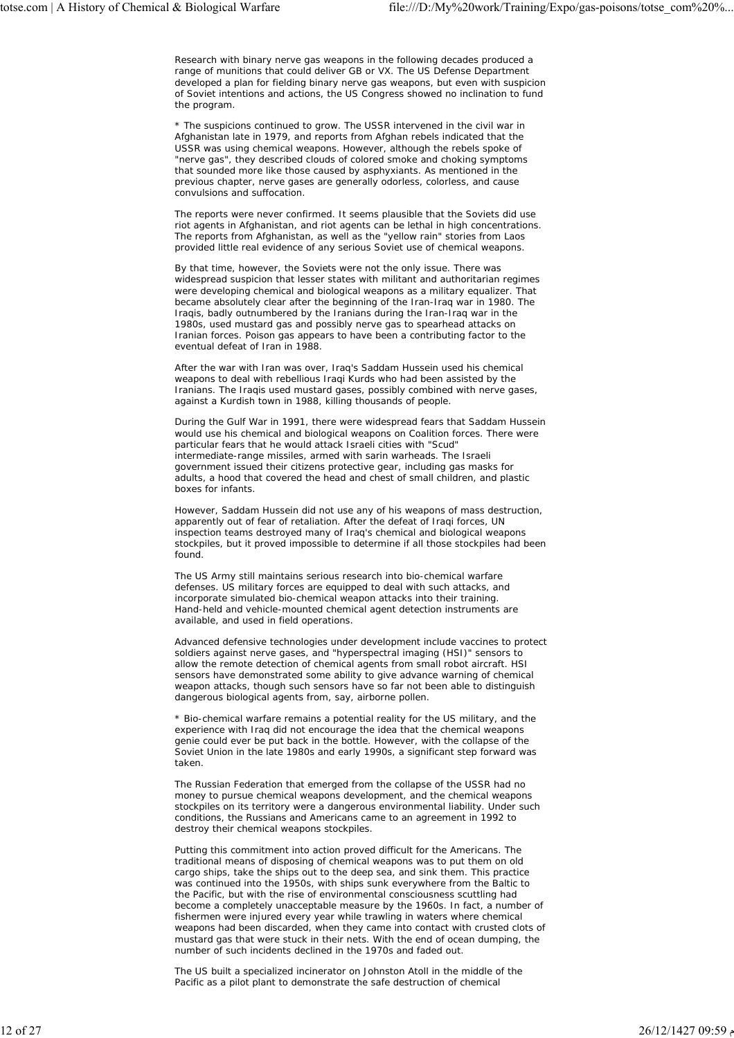Research with binary nerve gas weapons in the following decades produced a range of munitions that could deliver GB or VX. The US Defense Department developed a plan for fielding binary nerve gas weapons, but even with suspicion of Soviet intentions and actions, the US Congress showed no inclination to fund the program.

* The suspicions continued to grow. The USSR intervened in the civil war in Afghanistan late in 1979, and reports from Afghan rebels indicated that the USSR was using chemical weapons. However, although the rebels spoke of "nerve gas", they described clouds of colored smoke and choking symptoms that sounded more like those caused by asphyxiants. As mentioned in the previous chapter, nerve gases are generally odorless, colorless, and cause convulsions and suffocation.

The reports were never confirmed. It seems plausible that the Soviets did use riot agents in Afghanistan, and riot agents can be lethal in high concentrations. The reports from Afghanistan, as well as the "yellow rain" stories from Laos provided little real evidence of any serious Soviet use of chemical weapons.

By that time, however, the Soviets were not the only issue. There was widespread suspicion that lesser states with militant and authoritarian regimes were developing chemical and biological weapons as a military equalizer. That became absolutely clear after the beginning of the Iran-Iraq war in 1980. The Iraqis, badly outnumbered by the Iranians during the Iran-Iraq war in the 1980s, used mustard gas and possibly nerve gas to spearhead attacks on Iranian forces. Poison gas appears to have been a contributing factor to the eventual defeat of Iran in 1988.

After the war with Iran was over, Iraq's Saddam Hussein used his chemical weapons to deal with rebellious Iraqi Kurds who had been assisted by the Iranians. The Iraqis used mustard gases, possibly combined with nerve gases, against a Kurdish town in 1988, killing thousands of people.

During the Gulf War in 1991, there were widespread fears that Saddam Hussein would use his chemical and biological weapons on Coalition forces. There were particular fears that he would attack Israeli cities with "Scud" intermediate-range missiles, armed with sarin warheads. The Israeli government issued their citizens protective gear, including gas masks for adults, a hood that covered the head and chest of small children, and plastic boxes for infants.

However, Saddam Hussein did not use any of his weapons of mass destruction, apparently out of fear of retaliation. After the defeat of Iraqi forces, UN inspection teams destroyed many of Iraq's chemical and biological weapons stockpiles, but it proved impossible to determine if all those stockpiles had been found.

The US Army still maintains serious research into bio-chemical warfare defenses. US military forces are equipped to deal with such attacks, and incorporate simulated bio-chemical weapon attacks into their training. Hand-held and vehicle-mounted chemical agent detection instruments are available, and used in field operations.

Advanced defensive technologies under development include vaccines to protect soldiers against nerve gases, and "hyperspectral imaging (HSI)" sensors to allow the remote detection of chemical agents from small robot aircraft. HSI sensors have demonstrated some ability to give advance warning of chemical weapon attacks, though such sensors have so far not been able to distinguish dangerous biological agents from, say, airborne pollen.

* Bio-chemical warfare remains a potential reality for the US military, and the experience with Iraq did not encourage the idea that the chemical weapons genie could ever be put back in the bottle. However, with the collapse of the Soviet Union in the late 1980s and early 1990s, a significant step forward was taken.

The Russian Federation that emerged from the collapse of the USSR had no money to pursue chemical weapons development, and the chemical weapons stockpiles on its territory were a dangerous environmental liability. Under such conditions, the Russians and Americans came to an agreement in 1992 to destroy their chemical weapons stockpiles.

Putting this commitment into action proved difficult for the Americans. The traditional means of disposing of chemical weapons was to put them on old cargo ships, take the ships out to the deep sea, and sink them. This practice was continued into the 1950s, with ships sunk everywhere from the Baltic to the Pacific, but with the rise of environmental consciousness scuttling had become a completely unacceptable measure by the 1960s. In fact, a number of fishermen were injured every year while trawling in waters where chemical weapons had been discarded, when they came into contact with crusted clots of mustard gas that were stuck in their nets. With the end of ocean dumping, the number of such incidents declined in the 1970s and faded out.

The US built a specialized incinerator on Johnston Atoll in the middle of the Pacific as a pilot plant to demonstrate the safe destruction of chemical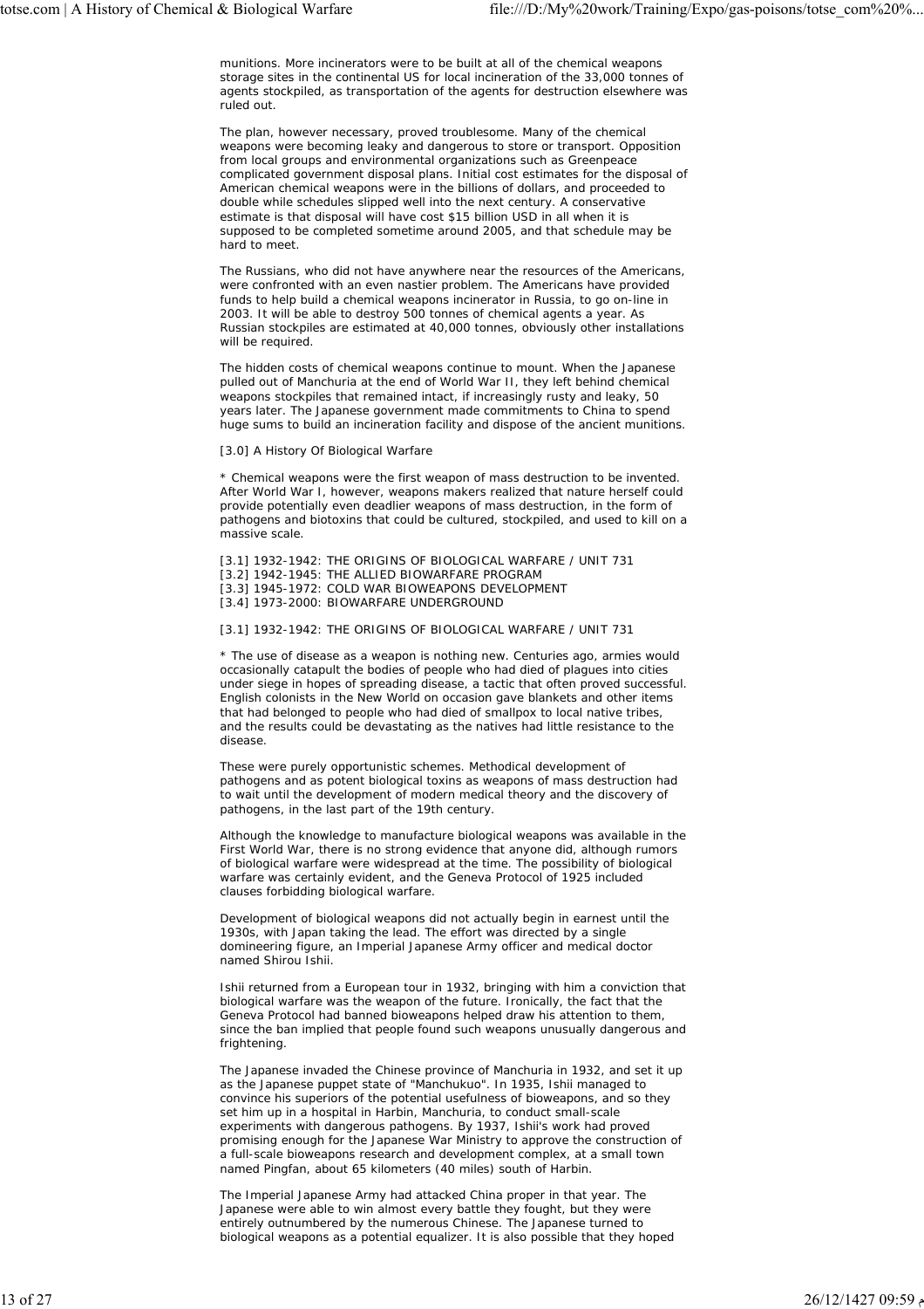munitions. More incinerators were to be built at all of the chemical weapons storage sites in the continental US for local incineration of the 33,000 tonnes of agents stockpiled, as transportation of the agents for destruction elsewhere was ruled out.

The plan, however necessary, proved troublesome. Many of the chemical weapons were becoming leaky and dangerous to store or transport. Opposition from local groups and environmental organizations such as Greenpeace complicated government disposal plans. Initial cost estimates for the disposal of American chemical weapons were in the billions of dollars, and proceeded to double while schedules slipped well into the next century. A conservative estimate is that disposal will have cost $15 billion USD in all when it is supposed to be completed sometime around 2005, and that schedule may be hard to meet.

The Russians, who did not have anywhere near the resources of the Americans, were confronted with an even nastier problem. The Americans have provided funds to help build a chemical weapons incinerator in Russia, to go on-line in 2003. It will be able to destroy 500 tonnes of chemical agents a year. As Russian stockpiles are estimated at 40,000 tonnes, obviously other installations will be required.

The hidden costs of chemical weapons continue to mount. When the Japanese pulled out of Manchuria at the end of World War II, they left behind chemical weapons stockpiles that remained intact, if increasingly rusty and leaky, 50 years later. The Japanese government made commitments to China to spend huge sums to build an incineration facility and dispose of the ancient munitions.

[3.0] A History Of Biological Warfare

* Chemical weapons were the first weapon of mass destruction to be invented. After World War I, however, weapons makers realized that nature herself could provide potentially even deadlier weapons of mass destruction, in the form of pathogens and biotoxins that could be cultured, stockpiled, and used to kill on a massive scale.

[3.1] 1932-1942: THE ORIGINS OF BIOLOGICAL WARFARE / UNIT 731
[3.2] 1942-1945: THE ALLIED BIOWARFARE PROGRAM
[3.3] 1945-1972: COLD WAR BIOWEAPONS DEVELOPMENT
[3.4] 1973-2000: BIOWARFARE UNDERGROUND

[3.1] 1932-1942: THE ORIGINS OF BIOLOGICAL WARFARE / UNIT 731

* The use of disease as a weapon is nothing new. Centuries ago, armies would occasionally catapult the bodies of people who had died of plagues into cities under siege in hopes of spreading disease, a tactic that often proved successful. English colonists in the New World on occasion gave blankets and other items that had belonged to people who had died of smallpox to local native tribes, and the results could be devastating as the natives had little resistance to the disease.

These were purely opportunistic schemes. Methodical development of pathogens and as potent biological toxins as weapons of mass destruction had to wait until the development of modern medical theory and the discovery of pathogens, in the last part of the 19th century.

Although the knowledge to manufacture biological weapons was available in the First World War, there is no strong evidence that anyone did, although rumors of biological warfare were widespread at the time. The possibility of biological warfare was certainly evident, and the Geneva Protocol of 1925 included clauses forbidding biological warfare.

Development of biological weapons did not actually begin in earnest until the 1930s, with Japan taking the lead. The effort was directed by a single domineering figure, an Imperial Japanese Army officer and medical doctor named Shirou Ishii.

Ishii returned from a European tour in 1932, bringing with him a conviction that biological warfare was the weapon of the future. Ironically, the fact that the Geneva Protocol had banned bioweapons helped draw his attention to them, since the ban implied that people found such weapons unusually dangerous and frightening.

The Japanese invaded the Chinese province of Manchuria in 1932, and set it up as the Japanese puppet state of "Manchukuo". In 1935, Ishii managed to convince his superiors of the potential usefulness of bioweapons, and so they set him up in a hospital in Harbin, Manchuria, to conduct small-scale experiments with dangerous pathogens. By 1937, Ishii's work had proved promising enough for the Japanese War Ministry to approve the construction of a full-scale bioweapons research and development complex, at a small town named Pingfan, about 65 kilometers (40 miles) south of Harbin.

The Imperial Japanese Army had attacked China proper in that year. The Japanese were able to win almost every battle they fought, but they were entirely outnumbered by the numerous Chinese. The Japanese turned to biological weapons as a potential equalizer. It is also possible that they hoped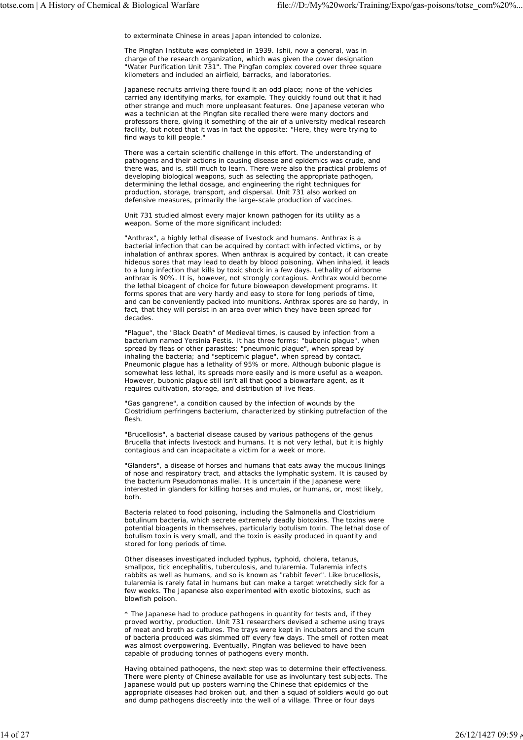to exterminate Chinese in areas Japan intended to colonize.

The Pingfan Institute was completed in 1939. Ishii, now a general, was in charge of the research organization, which was given the cover designation "Water Purification Unit 731". The Pingfan complex covered over three square kilometers and included an airfield, barracks, and laboratories.

Japanese recruits arriving there found it an odd place; none of the vehicles carried any identifying marks, for example. They quickly found out that it had other strange and much more unpleasant features. One Japanese veteran who was a technician at the Pingfan site recalled there were many doctors and professors there, giving it something of the air of a university medical research facility, but noted that it was in fact the opposite: "Here, they were trying to find ways to kill people."

There was a certain scientific challenge in this effort. The understanding of pathogens and their actions in causing disease and epidemics was crude, and there was, and is, still much to learn. There were also the practical problems of developing biological weapons, such as selecting the appropriate pathogen, determining the lethal dosage, and engineering the right techniques for production, storage, transport, and dispersal. Unit 731 also worked on defensive measures, primarily the large-scale production of vaccines.

Unit 731 studied almost every major known pathogen for its utility as a weapon. Some of the more significant included:

"Anthrax", a highly lethal disease of livestock and humans. Anthrax is a bacterial infection that can be acquired by contact with infected victims, or by inhalation of anthrax spores. When anthrax is acquired by contact, it can create hideous sores that may lead to death by blood poisoning. When inhaled, it leads to a lung infection that kills by toxic shock in a few days. Lethality of airborne anthrax is 90%. It is, however, not strongly contagious. Anthrax would become the lethal bioagent of choice for future bioweapon development programs. It forms spores that are very hardy and easy to store for long periods of time, and can be conveniently packed into munitions. Anthrax spores are so hardy, in fact, that they will persist in an area over which they have been spread for decades.

"Plague", the "Black Death" of Medieval times, is caused by infection from a bacterium named Yersinia Pestis. It has three forms: "bubonic plague", when spread by fleas or other parasites; "pneumonic plague", when spread by inhaling the bacteria; and "septicemic plague", when spread by contact. Pneumonic plague has a lethality of 95% or more. Although bubonic plague is somewhat less lethal, its spreads more easily and is more useful as a weapon. However, bubonic plague still isn't all that good a biowarfare agent, as it requires cultivation, storage, and distribution of live fleas.

"Gas gangrene", a condition caused by the infection of wounds by the Clostridium perfringens bacterium, characterized by stinking putrefaction of the flesh.

"Brucellosis", a bacterial disease caused by various pathogens of the genus Brucella that infects livestock and humans. It is not very lethal, but it is highly contagious and can incapacitate a victim for a week or more.

"Glanders", a disease of horses and humans that eats away the mucous linings of nose and respiratory tract, and attacks the lymphatic system. It is caused by the bacterium Pseudomonas mallei. It is uncertain if the Japanese were interested in glanders for killing horses and mules, or humans, or, most likely, both.

Bacteria related to food poisoning, including the Salmonella and Clostridium botulinum bacteria, which secrete extremely deadly biotoxins. The toxins were potential bioagents in themselves, particularly botulism toxin. The lethal dose of botulism toxin is very small, and the toxin is easily produced in quantity and stored for long periods of time.

Other diseases investigated included typhus, typhoid, cholera, tetanus, smallpox, tick encephalitis, tuberculosis, and tularemia. Tularemia infects rabbits as well as humans, and so is known as "rabbit fever". Like brucellosis, tularemia is rarely fatal in humans but can make a target wretchedly sick for a few weeks. The Japanese also experimented with exotic biotoxins, such as blowfish poison.

* The Japanese had to produce pathogens in quantity for tests and, if they proved worthy, production. Unit 731 researchers devised a scheme using trays of meat and broth as cultures. The trays were kept in incubators and the scum of bacteria produced was skimmed off every few days. The smell of rotten meat was almost overpowering. Eventually, Pingfan was believed to have been capable of producing tonnes of pathogens every month.

Having obtained pathogens, the next step was to determine their effectiveness. There were plenty of Chinese available for use as involuntary test subjects. The Japanese would put up posters warning the Chinese that epidemics of the appropriate diseases had broken out, and then a squad of soldiers would go out and dump pathogens discreetly into the well of a village. Three or four days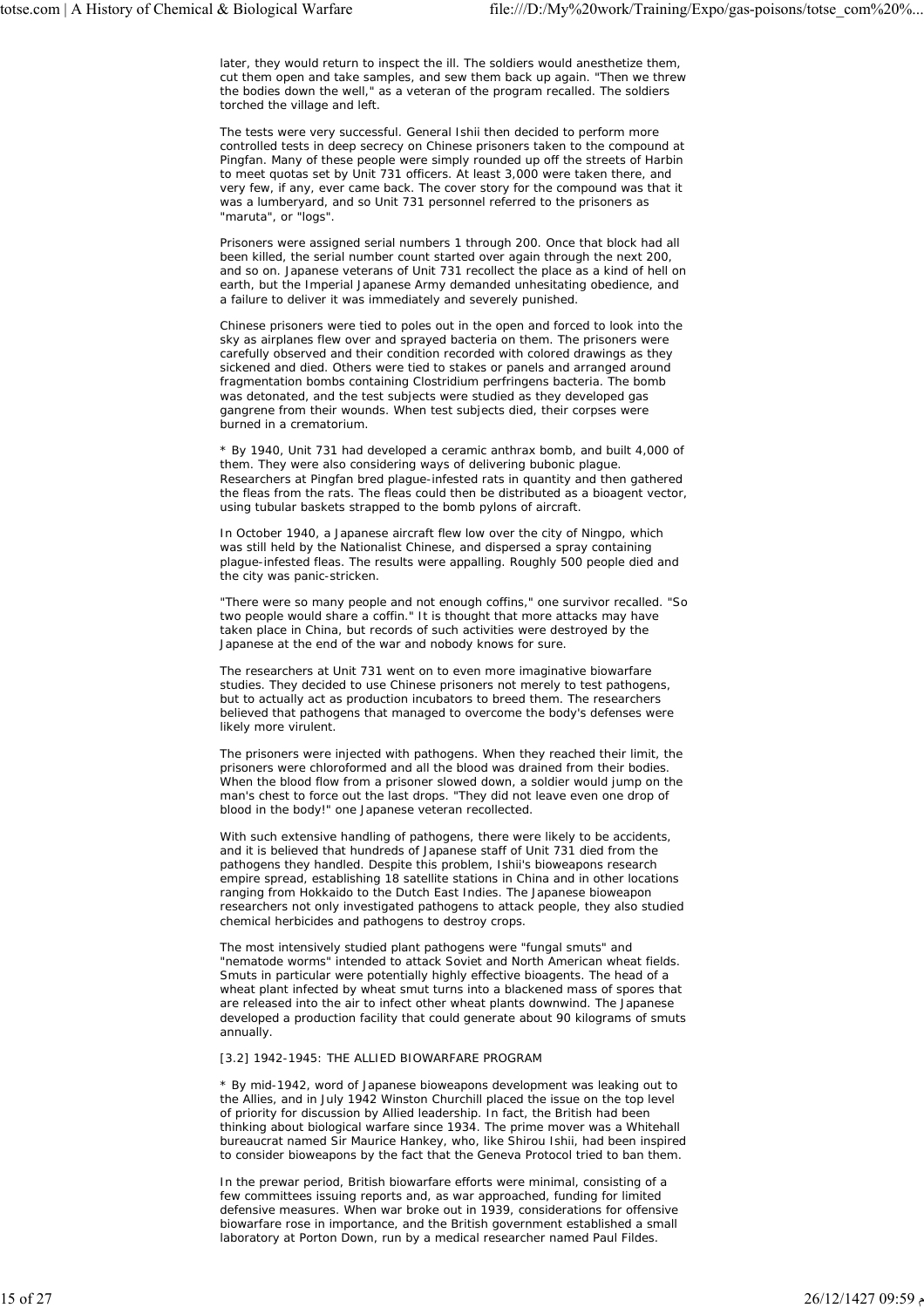later, they would return to inspect the ill. The soldiers would anesthetize them, cut them open and take samples, and sew them back up again. "Then we threw the bodies down the well," as a veteran of the program recalled. The soldiers torched the village and left.

The tests were very successful. General Ishii then decided to perform more controlled tests in deep secrecy on Chinese prisoners taken to the compound at Pingfan. Many of these people were simply rounded up off the streets of Harbin to meet quotas set by Unit 731 officers. At least 3,000 were taken there, and very few, if any, ever came back. The cover story for the compound was that it was a lumberyard, and so Unit 731 personnel referred to the prisoners as "maruta", or "logs".

Prisoners were assigned serial numbers 1 through 200. Once that block had all been killed, the serial number count started over again through the next 200, and so on. Japanese veterans of Unit 731 recollect the place as a kind of hell on earth, but the Imperial Japanese Army demanded unhesitating obedience, and a failure to deliver it was immediately and severely punished.

Chinese prisoners were tied to poles out in the open and forced to look into the sky as airplanes flew over and sprayed bacteria on them. The prisoners were carefully observed and their condition recorded with colored drawings as they sickened and died. Others were tied to stakes or panels and arranged around fragmentation bombs containing Clostridium perfringens bacteria. The bomb was detonated, and the test subjects were studied as they developed gas gangrene from their wounds. When test subjects died, their corpses were burned in a crematorium.

* By 1940, Unit 731 had developed a ceramic anthrax bomb, and built 4,000 of them. They were also considering ways of delivering bubonic plague. Researchers at Pingfan bred plague-infested rats in quantity and then gathered the fleas from the rats. The fleas could then be distributed as a bioagent vector, using tubular baskets strapped to the bomb pylons of aircraft.

In October 1940, a Japanese aircraft flew low over the city of Ningpo, which was still held by the Nationalist Chinese, and dispersed a spray containing plague-infested fleas. The results were appalling. Roughly 500 people died and the city was panic-stricken.

"There were so many people and not enough coffins," one survivor recalled. "So two people would share a coffin." It is thought that more attacks may have taken place in China, but records of such activities were destroyed by the Japanese at the end of the war and nobody knows for sure.

The researchers at Unit 731 went on to even more imaginative biowarfare studies. They decided to use Chinese prisoners not merely to test pathogens, but to actually act as production incubators to breed them. The researchers believed that pathogens that managed to overcome the body's defenses were likely more virulent.

The prisoners were injected with pathogens. When they reached their limit, the prisoners were chloroformed and all the blood was drained from their bodies. When the blood flow from a prisoner slowed down, a soldier would jump on the man's chest to force out the last drops. "They did not leave even one drop of blood in the body!" one Japanese veteran recollected.

With such extensive handling of pathogens, there were likely to be accidents, and it is believed that hundreds of Japanese staff of Unit 731 died from the pathogens they handled. Despite this problem, Ishii's bioweapons research empire spread, establishing 18 satellite stations in China and in other locations ranging from Hokkaido to the Dutch East Indies. The Japanese bioweapon researchers not only investigated pathogens to attack people, they also studied chemical herbicides and pathogens to destroy crops.

The most intensively studied plant pathogens were "fungal smuts" and "nematode worms" intended to attack Soviet and North American wheat fields. Smuts in particular were potentially highly effective bioagents. The head of a wheat plant infected by wheat smut turns into a blackened mass of spores that are released into the air to infect other wheat plants downwind. The Japanese developed a production facility that could generate about 90 kilograms of smuts annually.

[3.2] 1942-1945: THE ALLIED BIOWARFARE PROGRAM

* By mid-1942, word of Japanese bioweapons development was leaking out to the Allies, and in July 1942 Winston Churchill placed the issue on the top level of priority for discussion by Allied leadership. In fact, the British had been thinking about biological warfare since 1934. The prime mover was a Whitehall bureaucrat named Sir Maurice Hankey, who, like Shirou Ishii, had been inspired to consider bioweapons by the fact that the Geneva Protocol tried to ban them.

In the prewar period, British biowarfare efforts were minimal, consisting of a few committees issuing reports and, as war approached, funding for limited defensive measures. When war broke out in 1939, considerations for offensive biowarfare rose in importance, and the British government established a small laboratory at Porton Down, run by a medical researcher named Paul Fildes.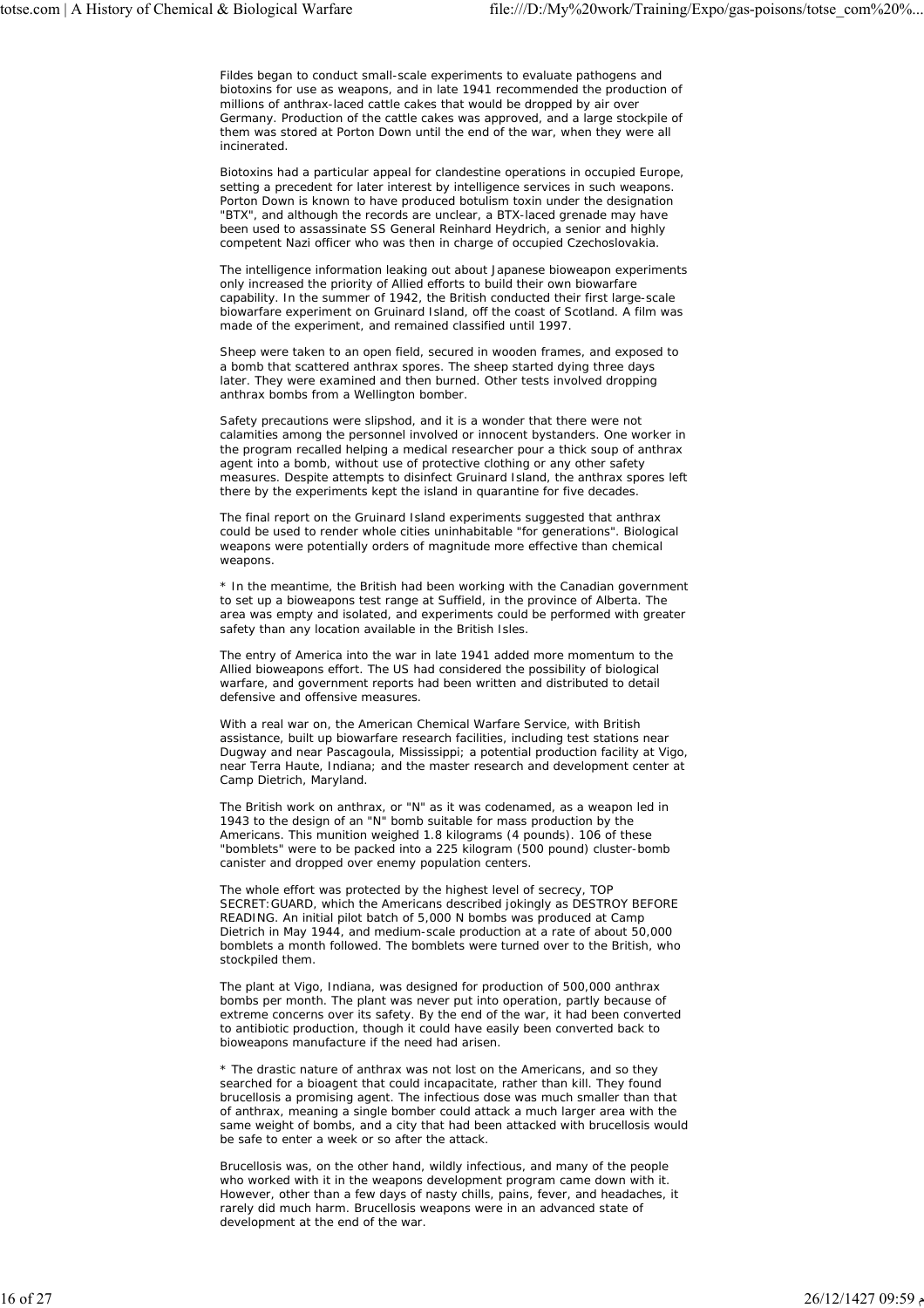Fildes began to conduct small-scale experiments to evaluate pathogens and biotoxins for use as weapons, and in late 1941 recommended the production of millions of anthrax-laced cattle cakes that would be dropped by air over Germany. Production of the cattle cakes was approved, and a large stockpile of them was stored at Porton Down until the end of the war, when they were all incinerated.

Biotoxins had a particular appeal for clandestine operations in occupied Europe, setting a precedent for later interest by intelligence services in such weapons. Porton Down is known to have produced botulism toxin under the designation "BTX", and although the records are unclear, a BTX-laced grenade may have been used to assassinate SS General Reinhard Heydrich, a senior and highly competent Nazi officer who was then in charge of occupied Czechoslovakia.

The intelligence information leaking out about Japanese bioweapon experiments only increased the priority of Allied efforts to build their own biowarfare capability. In the summer of 1942, the British conducted their first large-scale biowarfare experiment on Gruinard Island, off the coast of Scotland. A film was made of the experiment, and remained classified until 1997.

Sheep were taken to an open field, secured in wooden frames, and exposed to a bomb that scattered anthrax spores. The sheep started dying three days later. They were examined and then burned. Other tests involved dropping anthrax bombs from a Wellington bomber.

Safety precautions were slipshod, and it is a wonder that there were not calamities among the personnel involved or innocent bystanders. One worker in the program recalled helping a medical researcher pour a thick soup of anthrax agent into a bomb, without use of protective clothing or any other safety measures. Despite attempts to disinfect Gruinard Island, the anthrax spores left there by the experiments kept the island in quarantine for five decades.

The final report on the Gruinard Island experiments suggested that anthrax could be used to render whole cities uninhabitable "for generations". Biological weapons were potentially orders of magnitude more effective than chemical weapons.

* In the meantime, the British had been working with the Canadian government to set up a bioweapons test range at Suffield, in the province of Alberta. The area was empty and isolated, and experiments could be performed with greater safety than any location available in the British Isles.

The entry of America into the war in late 1941 added more momentum to the Allied bioweapons effort. The US had considered the possibility of biological warfare, and government reports had been written and distributed to detail defensive and offensive measures.

With a real war on, the American Chemical Warfare Service, with British assistance, built up biowarfare research facilities, including test stations near Dugway and near Pascagoula, Mississippi; a potential production facility at Vigo, near Terra Haute, Indiana; and the master research and development center at Camp Dietrich, Maryland.

The British work on anthrax, or "N" as it was codenamed, as a weapon led in 1943 to the design of an "N" bomb suitable for mass production by the Americans. This munition weighed 1.8 kilograms (4 pounds). 106 of these "bomblets" were to be packed into a 225 kilogram (500 pound) cluster-bomb canister and dropped over enemy population centers.

The whole effort was protected by the highest level of secrecy, TOP SECRET:GUARD, which the Americans described jokingly as DESTROY BEFORE READING. An initial pilot batch of 5,000 N bombs was produced at Camp Dietrich in May 1944, and medium-scale production at a rate of about 50,000 bomblets a month followed. The bomblets were turned over to the British, who stockpiled them.

The plant at Vigo, Indiana, was designed for production of 500,000 anthrax bombs per month. The plant was never put into operation, partly because of extreme concerns over its safety. By the end of the war, it had been converted to antibiotic production, though it could have easily been converted back to bioweapons manufacture if the need had arisen.

* The drastic nature of anthrax was not lost on the Americans, and so they searched for a bioagent that could incapacitate, rather than kill. They found brucellosis a promising agent. The infectious dose was much smaller than that of anthrax, meaning a single bomber could attack a much larger area with the same weight of bombs, and a city that had been attacked with brucellosis would be safe to enter a week or so after the attack.

Brucellosis was, on the other hand, wildly infectious, and many of the people who worked with it in the weapons development program came down with it. However, other than a few days of nasty chills, pains, fever, and headaches, it rarely did much harm. Brucellosis weapons were in an advanced state of development at the end of the war.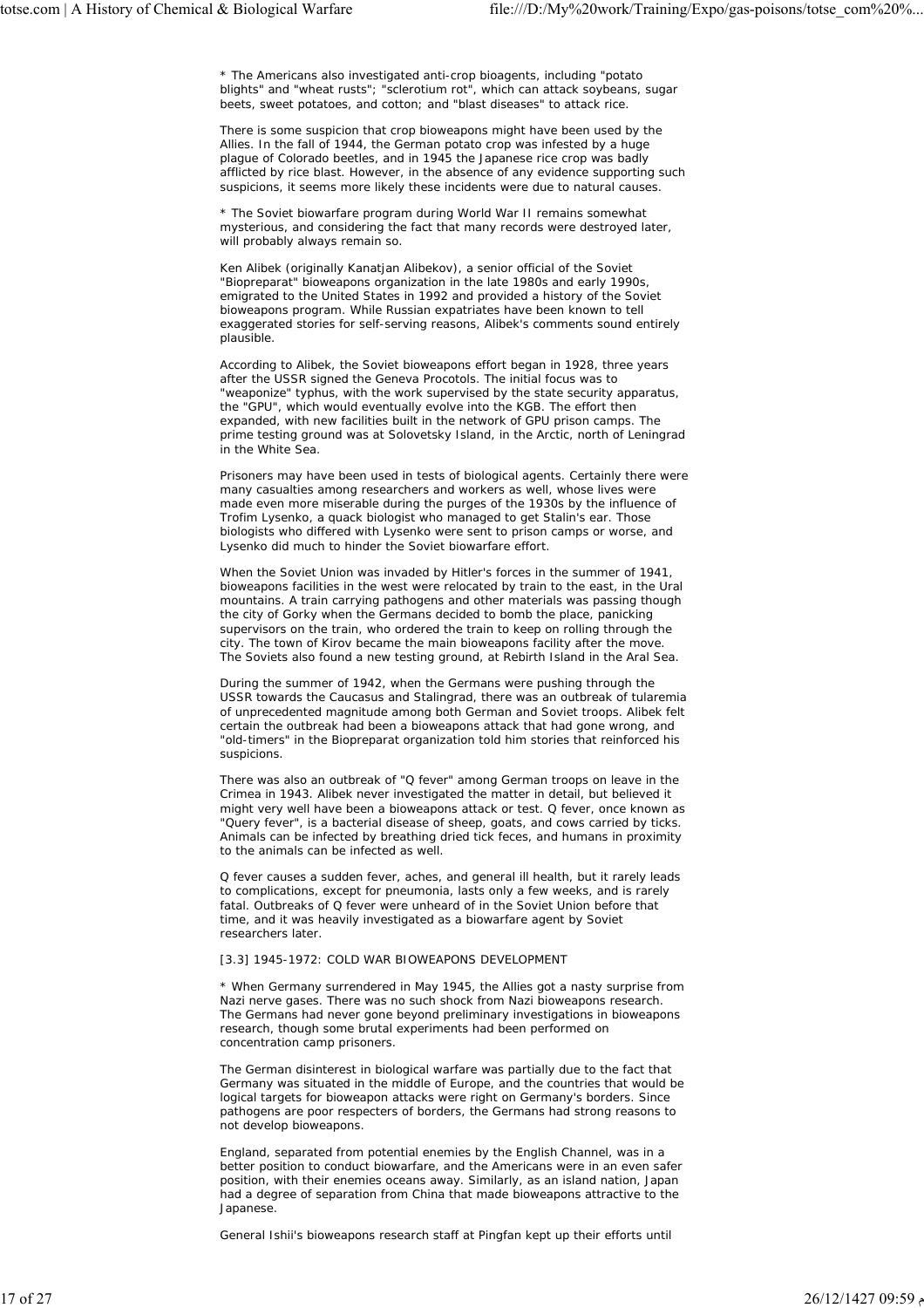* The Americans also investigated anti-crop bioagents, including "potato blights" and "wheat rusts"; "sclerotium rot", which can attack soybeans, sugar beets, sweet potatoes, and cotton; and "blast diseases" to attack rice.

There is some suspicion that crop bioweapons might have been used by the Allies. In the fall of 1944, the German potato crop was infested by a huge plague of Colorado beetles, and in 1945 the Japanese rice crop was badly afflicted by rice blast. However, in the absence of any evidence supporting such suspicions, it seems more likely these incidents were due to natural causes.

* The Soviet biowarfare program during World War II remains somewhat mysterious, and considering the fact that many records were destroyed later, will probably always remain so.

Ken Alibek (originally Kanatjan Alibekov), a senior official of the Soviet "Biopreparat" bioweapons organization in the late 1980s and early 1990s, emigrated to the United States in 1992 and provided a history of the Soviet bioweapons program. While Russian expatriates have been known to tell exaggerated stories for self-serving reasons, Alibek's comments sound entirely plausible.

According to Alibek, the Soviet bioweapons effort began in 1928, three years after the USSR signed the Geneva Procotols. The initial focus was to "weaponize" typhus, with the work supervised by the state security apparatus, the "GPU", which would eventually evolve into the KGB. The effort then expanded, with new facilities built in the network of GPU prison camps. The prime testing ground was at Solovetsky Island, in the Arctic, north of Leningrad in the White Sea.

Prisoners may have been used in tests of biological agents. Certainly there were many casualties among researchers and workers as well, whose lives were made even more miserable during the purges of the 1930s by the influence of Trofim Lysenko, a quack biologist who managed to get Stalin's ear. Those biologists who differed with Lysenko were sent to prison camps or worse, and Lysenko did much to hinder the Soviet biowarfare effort.

When the Soviet Union was invaded by Hitler's forces in the summer of 1941, bioweapons facilities in the west were relocated by train to the east, in the Ural mountains. A train carrying pathogens and other materials was passing though the city of Gorky when the Germans decided to bomb the place, panicking supervisors on the train, who ordered the train to keep on rolling through the city. The town of Kirov became the main bioweapons facility after the move. The Soviets also found a new testing ground, at Rebirth Island in the Aral Sea.

During the summer of 1942, when the Germans were pushing through the USSR towards the Caucasus and Stalingrad, there was an outbreak of tularemia of unprecedented magnitude among both German and Soviet troops. Alibek felt certain the outbreak had been a bioweapons attack that had gone wrong, and "old-timers" in the Biopreparat organization told him stories that reinforced his suspicions.

There was also an outbreak of "Q fever" among German troops on leave in the Crimea in 1943. Alibek never investigated the matter in detail, but believed it might very well have been a bioweapons attack or test. Q fever, once known as "Query fever", is a bacterial disease of sheep, goats, and cows carried by ticks. Animals can be infected by breathing dried tick feces, and humans in proximity to the animals can be infected as well.

Q fever causes a sudden fever, aches, and general ill health, but it rarely leads to complications, except for pneumonia, lasts only a few weeks, and is rarely fatal. Outbreaks of Q fever were unheard of in the Soviet Union before that time, and it was heavily investigated as a biowarfare agent by Soviet researchers later.

[3.3] 1945-1972: COLD WAR BIOWEAPONS DEVELOPMENT

* When Germany surrendered in May 1945, the Allies got a nasty surprise from Nazi nerve gases. There was no such shock from Nazi bioweapons research. The Germans had never gone beyond preliminary investigations in bioweapons research, though some brutal experiments had been performed on concentration camp prisoners.

The German disinterest in biological warfare was partially due to the fact that Germany was situated in the middle of Europe, and the countries that would be logical targets for bioweapon attacks were right on Germany's borders. Since pathogens are poor respecters of borders, the Germans had strong reasons to not develop bioweapons.

England, separated from potential enemies by the English Channel, was in a better position to conduct biowarfare, and the Americans were in an even safer position, with their enemies oceans away. Similarly, as an island nation, Japan had a degree of separation from China that made bioweapons attractive to the Japanese.

General Ishii's bioweapons research staff at Pingfan kept up their efforts until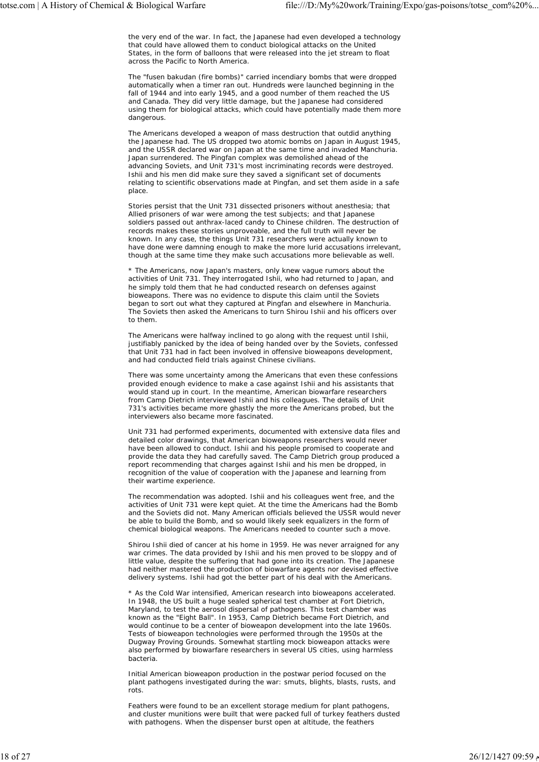the very end of the war. In fact, the Japanese had even developed a technology that could have allowed them to conduct biological attacks on the United States, in the form of balloons that were released into the jet stream to float across the Pacific to North America.

The "fusen bakudan (fire bombs)" carried incendiary bombs that were dropped automatically when a timer ran out. Hundreds were launched beginning in the fall of 1944 and into early 1945, and a good number of them reached the US and Canada. They did very little damage, but the Japanese had considered using them for biological attacks, which could have potentially made them more dangerous.

The Americans developed a weapon of mass destruction that outdid anything the Japanese had. The US dropped two atomic bombs on Japan in August 1945, and the USSR declared war on Japan at the same time and invaded Manchuria. Japan surrendered. The Pingfan complex was demolished ahead of the advancing Soviets, and Unit 731's most incriminating records were destroyed. Ishii and his men did make sure they saved a significant set of documents relating to scientific observations made at Pingfan, and set them aside in a safe place.

Stories persist that the Unit 731 dissected prisoners without anesthesia; that Allied prisoners of war were among the test subjects; and that Japanese soldiers passed out anthrax-laced candy to Chinese children. The destruction of records makes these stories unproveable, and the full truth will never be known. In any case, the things Unit 731 researchers were actually known to have done were damning enough to make the more lurid accusations irrelevant, though at the same time they make such accusations more believable as well.

* The Americans, now Japan's masters, only knew vague rumors about the activities of Unit 731. They interrogated Ishii, who had returned to Japan, and he simply told them that he had conducted research on defenses against bioweapons. There was no evidence to dispute this claim until the Soviets began to sort out what they captured at Pingfan and elsewhere in Manchuria. The Soviets then asked the Americans to turn Shirou Ishii and his officers over to them.

The Americans were halfway inclined to go along with the request until Ishii, justifiably panicked by the idea of being handed over by the Soviets, confessed that Unit 731 had in fact been involved in offensive bioweapons development, and had conducted field trials against Chinese civilians.

There was some uncertainty among the Americans that even these confessions provided enough evidence to make a case against Ishii and his assistants that would stand up in court. In the meantime, American biowarfare researchers from Camp Dietrich interviewed Ishii and his colleagues. The details of Unit 731's activities became more ghastly the more the Americans probed, but the interviewers also became more fascinated.

Unit 731 had performed experiments, documented with extensive data files and detailed color drawings, that American bioweapons researchers would never have been allowed to conduct. Ishii and his people promised to cooperate and provide the data they had carefully saved. The Camp Dietrich group produced a report recommending that charges against Ishii and his men be dropped, in recognition of the value of cooperation with the Japanese and learning from their wartime experience.

The recommendation was adopted. Ishii and his colleagues went free, and the activities of Unit 731 were kept quiet. At the time the Americans had the Bomb and the Soviets did not. Many American officials believed the USSR would never be able to build the Bomb, and so would likely seek equalizers in the form of chemical biological weapons. The Americans needed to counter such a move.

Shirou Ishii died of cancer at his home in 1959. He was never arraigned for any war crimes. The data provided by Ishii and his men proved to be sloppy and of little value, despite the suffering that had gone into its creation. The Japanese had neither mastered the production of biowarfare agents nor devised effective delivery systems. Ishii had got the better part of his deal with the Americans.

* As the Cold War intensified, American research into bioweapons accelerated. In 1948, the US built a huge sealed spherical test chamber at Fort Dietrich, Maryland, to test the aerosol dispersal of pathogens. This test chamber was known as the "Eight Ball". In 1953, Camp Dietrich became Fort Dietrich, and would continue to be a center of bioweapon development into the late 1960s. Tests of bioweapon technologies were performed through the 1950s at the Dugway Proving Grounds. Somewhat startling mock bioweapon attacks were also performed by biowarfare researchers in several US cities, using harmless bacteria.

Initial American bioweapon production in the postwar period focused on the plant pathogens investigated during the war: smuts, blights, blasts, rusts, and rots.

Feathers were found to be an excellent storage medium for plant pathogens, and cluster munitions were built that were packed full of turkey feathers dusted with pathogens. When the dispenser burst open at altitude, the feathers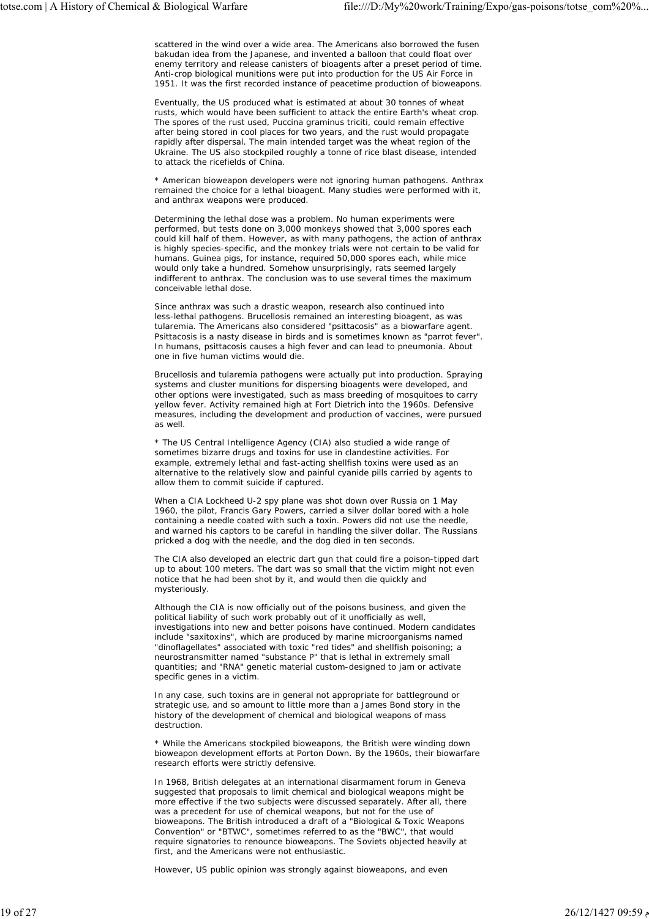scattered in the wind over a wide area. The Americans also borrowed the fusen bakudan idea from the Japanese, and invented a balloon that could float over enemy territory and release canisters of bioagents after a preset period of time. Anti-crop biological munitions were put into production for the US Air Force in 1951. It was the first recorded instance of peacetime production of bioweapons.

Eventually, the US produced what is estimated at about 30 tonnes of wheat rusts, which would have been sufficient to attack the entire Earth's wheat crop. The spores of the rust used, Puccina graminus triciti, could remain effective after being stored in cool places for two years, and the rust would propagate rapidly after dispersal. The main intended target was the wheat region of the Ukraine. The US also stockpiled roughly a tonne of rice blast disease, intended to attack the ricefields of China.

* American bioweapon developers were not ignoring human pathogens. Anthrax remained the choice for a lethal bioagent. Many studies were performed with it, and anthrax weapons were produced.

Determining the lethal dose was a problem. No human experiments were performed, but tests done on 3,000 monkeys showed that 3,000 spores each could kill half of them. However, as with many pathogens, the action of anthrax is highly species-specific, and the monkey trials were not certain to be valid for humans. Guinea pigs, for instance, required 50,000 spores each, while mice would only take a hundred. Somehow unsurprisingly, rats seemed largely indifferent to anthrax. The conclusion was to use several times the maximum conceivable lethal dose.

Since anthrax was such a drastic weapon, research also continued into less-lethal pathogens. Brucellosis remained an interesting bioagent, as was tularemia. The Americans also considered "psittacosis" as a biowarfare agent. Psittacosis is a nasty disease in birds and is sometimes known as "parrot fever". In humans, psittacosis causes a high fever and can lead to pneumonia. About one in five human victims would die.

Brucellosis and tularemia pathogens were actually put into production. Spraying systems and cluster munitions for dispersing bioagents were developed, and other options were investigated, such as mass breeding of mosquitoes to carry yellow fever. Activity remained high at Fort Dietrich into the 1960s. Defensive measures, including the development and production of vaccines, were pursued as well.

* The US Central Intelligence Agency (CIA) also studied a wide range of sometimes bizarre drugs and toxins for use in clandestine activities. For example, extremely lethal and fast-acting shellfish toxins were used as an alternative to the relatively slow and painful cyanide pills carried by agents to allow them to commit suicide if captured.

When a CIA Lockheed U-2 spy plane was shot down over Russia on 1 May 1960, the pilot, Francis Gary Powers, carried a silver dollar bored with a hole containing a needle coated with such a toxin. Powers did not use the needle, and warned his captors to be careful in handling the silver dollar. The Russians pricked a dog with the needle, and the dog died in ten seconds.

The CIA also developed an electric dart gun that could fire a poison-tipped dart up to about 100 meters. The dart was so small that the victim might not even notice that he had been shot by it, and would then die quickly and mysteriously.

Although the CIA is now officially out of the poisons business, and given the political liability of such work probably out of it unofficially as well, investigations into new and better poisons have continued. Modern candidates include "saxitoxins", which are produced by marine microorganisms named "dinoflagellates" associated with toxic "red tides" and shellfish poisoning; a neurostransmitter named "substance P" that is lethal in extremely small quantities; and "RNA" genetic material custom-designed to jam or activate specific genes in a victim.

In any case, such toxins are in general not appropriate for battleground or strategic use, and so amount to little more than a James Bond story in the history of the development of chemical and biological weapons of mass destruction.

* While the Americans stockpiled bioweapons, the British were winding down bioweapon development efforts at Porton Down. By the 1960s, their biowarfare research efforts were strictly defensive.

In 1968, British delegates at an international disarmament forum in Geneva suggested that proposals to limit chemical and biological weapons might be more effective if the two subjects were discussed separately. After all, there was a precedent for use of chemical weapons, but not for the use of bioweapons. The British introduced a draft of a "Biological & Toxic Weapons Convention" or "BTWC", sometimes referred to as the "BWC", that would require signatories to renounce bioweapons. The Soviets objected heavily at first, and the Americans were not enthusiastic.

However, US public opinion was strongly against bioweapons, and even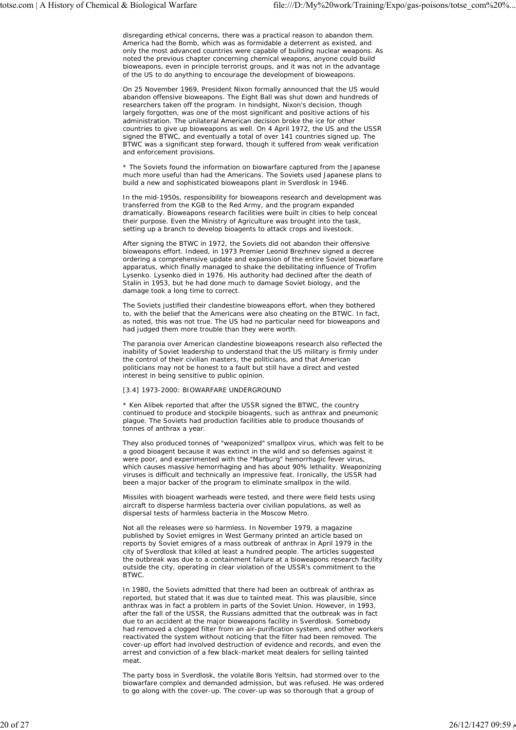disregarding ethical concerns, there was a practical reason to abandon them. America had the Bomb, which was as formidable a deterrent as existed, and only the most advanced countries were capable of building nuclear weapons. As noted the previous chapter concerning chemical weapons, anyone could build bioweapons, even in principle terrorist groups, and it was not in the advantage of the US to do anything to encourage the development of bioweapons.

On 25 November 1969, President Nixon formally announced that the US would abandon offensive bioweapons. The Eight Ball was shut down and hundreds of researchers taken off the program. In hindsight, Nixon's decision, though largely forgotten, was one of the most significant and positive actions of his administration. The unilateral American decision broke the ice for other countries to give up bioweapons as well. On 4 April 1972, the US and the USSR signed the BTWC, and eventually a total of over 141 countries signed up. The BTWC was a significant step forward, though it suffered from weak verification and enforcement provisions.

* The Soviets found the information on biowarfare captured from the Japanese much more useful than had the Americans. The Soviets used Japanese plans to build a new and sophisticated bioweapons plant in Sverdlosk in 1946.

In the mid-1950s, responsibility for bioweapons research and development was transferred from the KGB to the Red Army, and the program expanded dramatically. Bioweapons research facilities were built in cities to help conceal their purpose. Even the Ministry of Agriculture was brought into the task, setting up a branch to develop bioagents to attack crops and livestock.

After signing the BTWC in 1972, the Soviets did not abandon their offensive bioweapons effort. Indeed, in 1973 Premier Leonid Brezhnev signed a decree ordering a comprehensive update and expansion of the entire Soviet biowarfare apparatus, which finally managed to shake the debilitating influence of Trofim Lysenko. Lysenko died in 1976. His authority had declined after the death of Stalin in 1953, but he had done much to damage Soviet biology, and the damage took a long time to correct.

The Soviets justified their clandestine bioweapons effort, when they bothered to, with the belief that the Americans were also cheating on the BTWC. In fact, as noted, this was not true. The US had no particular need for bioweapons and had judged them more trouble than they were worth.

The paranoia over American clandestine bioweapons research also reflected the inability of Soviet leadership to understand that the US military is firmly under the control of their civilian masters, the politicians, and that American politicians may not be honest to a fault but still have a direct and vested interest in being sensitive to public opinion.

## [3.4] 1973-2000: BIOWARFARE UNDERGROUND

* Ken Alibek reported that after the USSR signed the BTWC, the country continued to produce and stockpile bioagents, such as anthrax and pneumonic plague. The Soviets had production facilities able to produce thousands of tonnes of anthrax a year.

They also produced tonnes of "weaponized" smallpox virus, which was felt to be a good bioagent because it was extinct in the wild and so defenses against it were poor, and experimented with the "Marburg" hemorrhagic fever virus, which causes massive hemorrhaging and has about 90% lethality. Weaponizing viruses is difficult and technically an impressive feat. Ironically, the USSR had been a major backer of the program to eliminate smallpox in the wild.

Missiles with bioagent warheads were tested, and there were field tests using aircraft to disperse harmless bacteria over civilian populations, as well as dispersal tests of harmless bacteria in the Moscow Metro.

Not all the releases were so harmless. In November 1979, a magazine published by Soviet emigres in West Germany printed an article based on reports by Soviet emigres of a mass outbreak of anthrax in April 1979 in the city of Sverdlosk that killed at least a hundred people. The articles suggested the outbreak was due to a containment failure at a bioweapons research facility outside the city, operating in clear violation of the USSR's commitment to the BTWC.

In 1980, the Soviets admitted that there had been an outbreak of anthrax as reported, but stated that it was due to tainted meat. This was plausible, since anthrax was in fact a problem in parts of the Soviet Union. However, in 1993, after the fall of the USSR, the Russians admitted that the outbreak was in fact due to an accident at the major bioweapons facility in Sverdlosk. Somebody had removed a clogged filter from an air-purification system, and other workers reactivated the system without noticing that the filter had been removed. The cover-up effort had involved destruction of evidence and records, and even the arrest and conviction of a few black-market meat dealers for selling tainted meat.

The party boss in Sverdlosk, the volatile Boris Yeltsin, had stormed over to the biowarfare complex and demanded admission, but was refused. He was ordered to go along with the cover-up. The cover-up was so thorough that a group of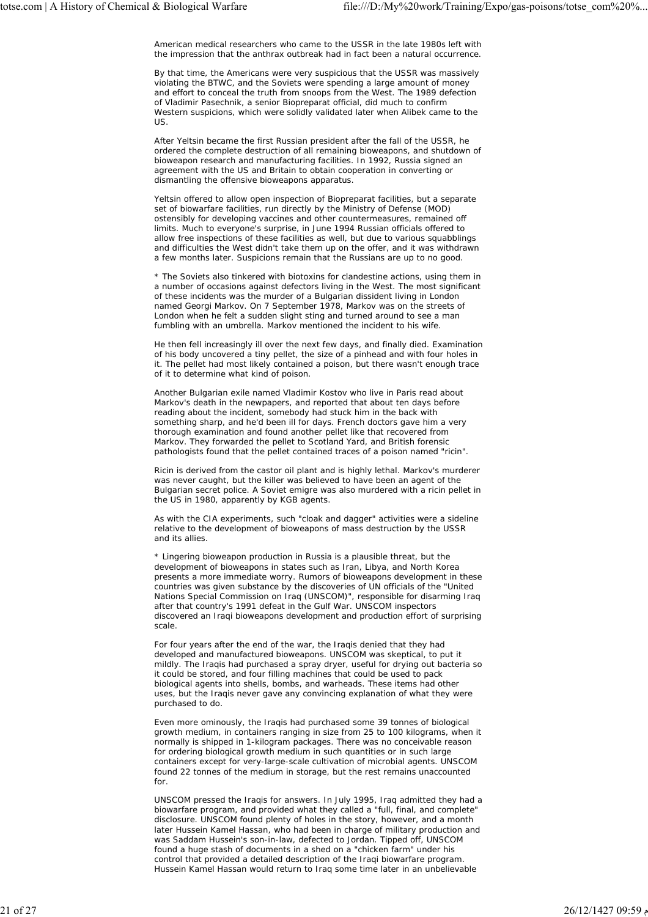American medical researchers who came to the USSR in the late 1980s left with the impression that the anthrax outbreak had in fact been a natural occurrence.

By that time, the Americans were very suspicious that the USSR was massively violating the BTWC, and the Soviets were spending a large amount of money and effort to conceal the truth from snoops from the West. The 1989 defection of Vladimir Pasechnik, a senior Biopreparat official, did much to confirm Western suspicions, which were solidly validated later when Alibek came to the US.

After Yeltsin became the first Russian president after the fall of the USSR, he ordered the complete destruction of all remaining bioweapons, and shutdown of bioweapon research and manufacturing facilities. In 1992, Russia signed an agreement with the US and Britain to obtain cooperation in converting or dismantling the offensive bioweapons apparatus.

Yeltsin offered to allow open inspection of Biopreparat facilities, but a separate set of biowarfare facilities, run directly by the Ministry of Defense (MOD) ostensibly for developing vaccines and other countermeasures, remained off limits. Much to everyone's surprise, in June 1994 Russian officials offered to allow free inspections of these facilities as well, but due to various squabblings and difficulties the West didn't take them up on the offer, and it was withdrawn a few months later. Suspicions remain that the Russians are up to no good.

* The Soviets also tinkered with biotoxins for clandestine actions, using them in a number of occasions against defectors living in the West. The most significant of these incidents was the murder of a Bulgarian dissident living in London named Georgi Markov. On 7 September 1978, Markov was on the streets of London when he felt a sudden slight sting and turned around to see a man fumbling with an umbrella. Markov mentioned the incident to his wife.

He then fell increasingly ill over the next few days, and finally died. Examination of his body uncovered a tiny pellet, the size of a pinhead and with four holes in it. The pellet had most likely contained a poison, but there wasn't enough trace of it to determine what kind of poison.

Another Bulgarian exile named Vladimir Kostov who live in Paris read about Markov's death in the newpapers, and reported that about ten days before reading about the incident, somebody had stuck him in the back with something sharp, and he'd been ill for days. French doctors gave him a very thorough examination and found another pellet like that recovered from Markov. They forwarded the pellet to Scotland Yard, and British forensic pathologists found that the pellet contained traces of a poison named "ricin".

Ricin is derived from the castor oil plant and is highly lethal. Markov's murderer was never caught, but the killer was believed to have been an agent of the Bulgarian secret police. A Soviet emigre was also murdered with a ricin pellet in the US in 1980, apparently by KGB agents.

As with the CIA experiments, such "cloak and dagger" activities were a sideline relative to the development of bioweapons of mass destruction by the USSR and its allies.

* Lingering bioweapon production in Russia is a plausible threat, but the development of bioweapons in states such as Iran, Libya, and North Korea presents a more immediate worry. Rumors of bioweapons development in these countries was given substance by the discoveries of UN officials of the "United Nations Special Commission on Iraq (UNSCOM)", responsible for disarming Iraq after that country's 1991 defeat in the Gulf War. UNSCOM inspectors discovered an Iraqi bioweapons development and production effort of surprising scale.

For four years after the end of the war, the Iraqis denied that they had developed and manufactured bioweapons. UNSCOM was skeptical, to put it mildly. The Iraqis had purchased a spray dryer, useful for drying out bacteria so it could be stored, and four filling machines that could be used to pack biological agents into shells, bombs, and warheads. These items had other uses, but the Iraqis never gave any convincing explanation of what they were purchased to do.

Even more ominously, the Iraqis had purchased some 39 tonnes of biological growth medium, in containers ranging in size from 25 to 100 kilograms, when it normally is shipped in 1-kilogram packages. There was no conceivable reason for ordering biological growth medium in such quantities or in such large containers except for very-large-scale cultivation of microbial agents. UNSCOM found 22 tonnes of the medium in storage, but the rest remains unaccounted for.

UNSCOM pressed the Iraqis for answers. In July 1995, Iraq admitted they had a biowarfare program, and provided what they called a "full, final, and complete" disclosure. UNSCOM found plenty of holes in the story, however, and a month later Hussein Kamel Hassan, who had been in charge of military production and was Saddam Hussein's son-in-law, defected to Jordan. Tipped off, UNSCOM found a huge stash of documents in a shed on a "chicken farm" under his control that provided a detailed description of the Iraqi biowarfare program. Hussein Kamel Hassan would return to Iraq some time later in an unbelievable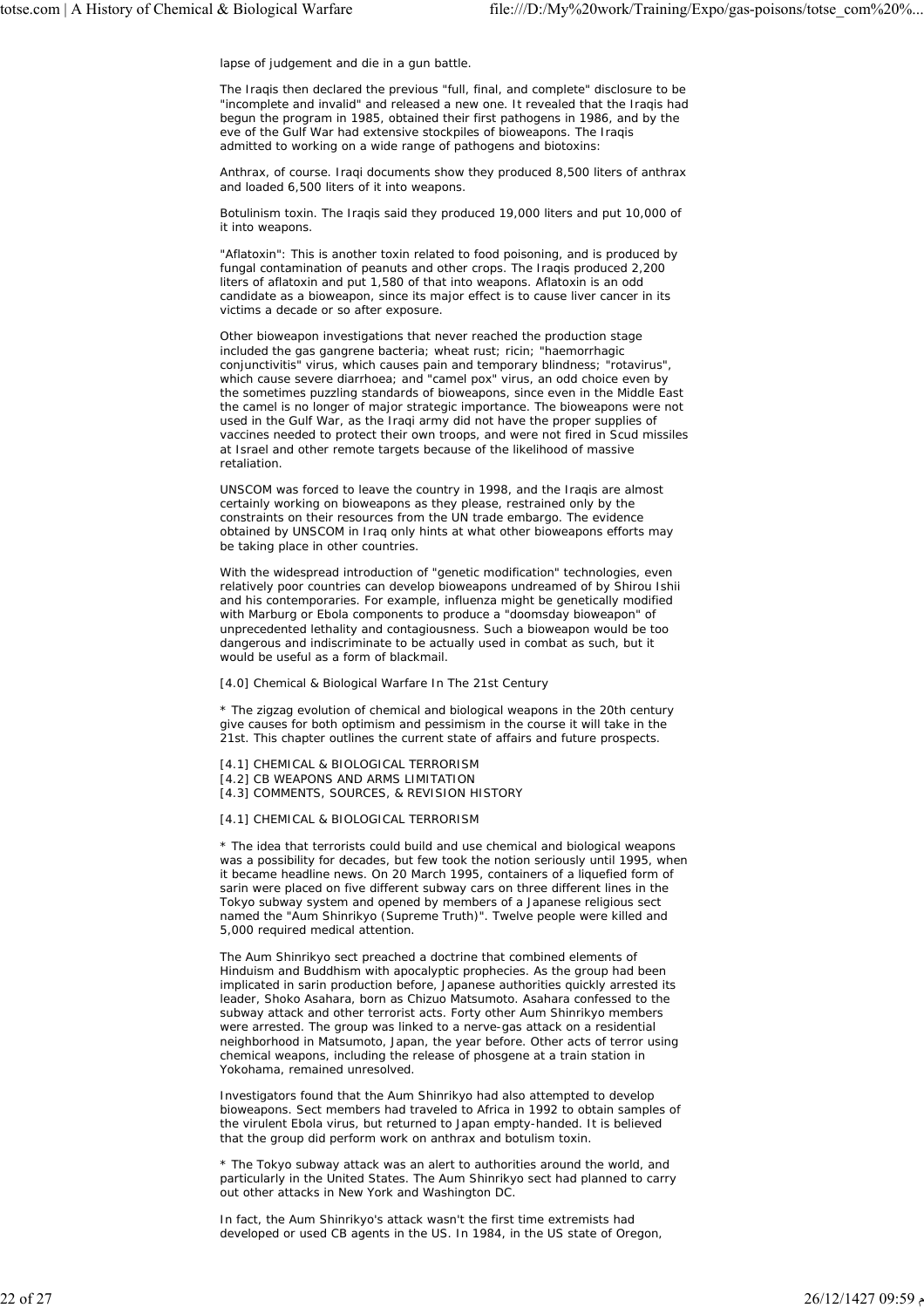lapse of judgement and die in a gun battle.

The Iraqis then declared the previous "full, final, and complete" disclosure to be "incomplete and invalid" and released a new one. It revealed that the Iraqis had begun the program in 1985, obtained their first pathogens in 1986, and by the eve of the Gulf War had extensive stockpiles of bioweapons. The Iraqis admitted to working on a wide range of pathogens and biotoxins:

Anthrax, of course. Iraqi documents show they produced 8,500 liters of anthrax and loaded 6,500 liters of it into weapons.

Botulinism toxin. The Iraqis said they produced 19,000 liters and put 10,000 of it into weapons.

"Aflatoxin": This is another toxin related to food poisoning, and is produced by fungal contamination of peanuts and other crops. The Iraqis produced 2,200 liters of aflatoxin and put 1,580 of that into weapons. Aflatoxin is an odd candidate as a bioweapon, since its major effect is to cause liver cancer in its victims a decade or so after exposure.

Other bioweapon investigations that never reached the production stage included the gas gangrene bacteria; wheat rust; ricin; "haemorrhagic conjunctivitis" virus, which causes pain and temporary blindness; "rotavirus", which cause severe diarrhoea; and "camel pox" virus, an odd choice even by the sometimes puzzling standards of bioweapons, since even in the Middle East the camel is no longer of major strategic importance. The bioweapons were not used in the Gulf War, as the Iraqi army did not have the proper supplies of vaccines needed to protect their own troops, and were not fired in Scud missiles at Israel and other remote targets because of the likelihood of massive retaliation.

UNSCOM was forced to leave the country in 1998, and the Iraqis are almost certainly working on bioweapons as they please, restrained only by the constraints on their resources from the UN trade embargo. The evidence obtained by UNSCOM in Iraq only hints at what other bioweapons efforts may be taking place in other countries.

With the widespread introduction of "genetic modification" technologies, even relatively poor countries can develop bioweapons undreamed of by Shirou Ishii and his contemporaries. For example, influenza might be genetically modified with Marburg or Ebola components to produce a "doomsday bioweapon" of unprecedented lethality and contagiousness. Such a bioweapon would be too dangerous and indiscriminate to be actually used in combat as such, but it would be useful as a form of blackmail.

[4.0] Chemical & Biological Warfare In The 21st Century

* The zigzag evolution of chemical and biological weapons in the 20th century give causes for both optimism and pessimism in the course it will take in the 21st. This chapter outlines the current state of affairs and future prospects.

[4.1] CHEMICAL & BIOLOGICAL TERRORISM
[4.2] CB WEAPONS AND ARMS LIMITATION
[4.3] COMMENTS, SOURCES, & REVISION HISTORY

[4.1] CHEMICAL & BIOLOGICAL TERRORISM

* The idea that terrorists could build and use chemical and biological weapons was a possibility for decades, but few took the notion seriously until 1995, when it became headline news. On 20 March 1995, containers of a liquefied form of sarin were placed on five different subway cars on three different lines in the Tokyo subway system and opened by members of a Japanese religious sect named the "Aum Shinrikyo (Supreme Truth)". Twelve people were killed and 5,000 required medical attention.

The Aum Shinrikyo sect preached a doctrine that combined elements of Hinduism and Buddhism with apocalyptic prophecies. As the group had been implicated in sarin production before, Japanese authorities quickly arrested its leader, Shoko Asahara, born as Chizuo Matsumoto. Asahara confessed to the subway attack and other terrorist acts. Forty other Aum Shinrikyo members were arrested. The group was linked to a nerve-gas attack on a residential neighborhood in Matsumoto, Japan, the year before. Other acts of terror using chemical weapons, including the release of phosgene at a train station in Yokohama, remained unresolved.

Investigators found that the Aum Shinrikyo had also attempted to develop bioweapons. Sect members had traveled to Africa in 1992 to obtain samples of the virulent Ebola virus, but returned to Japan empty-handed. It is believed that the group did perform work on anthrax and botulism toxin.

* The Tokyo subway attack was an alert to authorities around the world, and particularly in the United States. The Aum Shinrikyo sect had planned to carry out other attacks in New York and Washington DC.

In fact, the Aum Shinrikyo's attack wasn't the first time extremists had developed or used CB agents in the US. In 1984, in the US state of Oregon,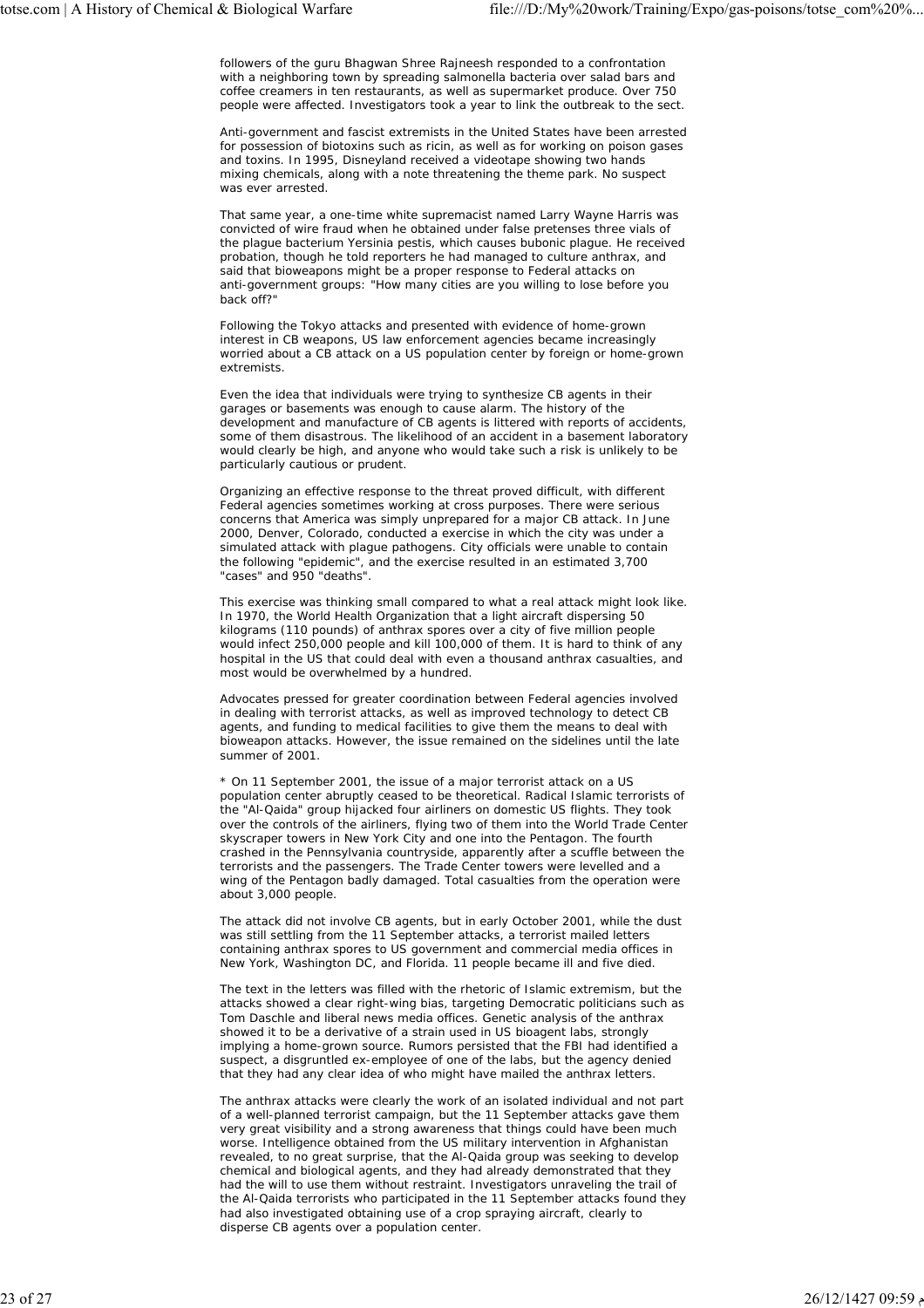followers of the guru Bhagwan Shree Rajneesh responded to a confrontation with a neighboring town by spreading salmonella bacteria over salad bars and coffee creamers in ten restaurants, as well as supermarket produce. Over 750 people were affected. Investigators took a year to link the outbreak to the sect.

Anti-government and fascist extremists in the United States have been arrested for possession of biotoxins such as ricin, as well as for working on poison gases and toxins. In 1995, Disneyland received a videotape showing two hands mixing chemicals, along with a note threatening the theme park. No suspect was ever arrested.

That same year, a one-time white supremacist named Larry Wayne Harris was convicted of wire fraud when he obtained under false pretenses three vials of the plague bacterium Yersinia pestis, which causes bubonic plague. He received probation, though he told reporters he had managed to culture anthrax, and said that bioweapons might be a proper response to Federal attacks on anti-government groups: "How many cities are you willing to lose before you back off?"

Following the Tokyo attacks and presented with evidence of home-grown interest in CB weapons, US law enforcement agencies became increasingly worried about a CB attack on a US population center by foreign or home-grown extremists.

Even the idea that individuals were trying to synthesize CB agents in their garages or basements was enough to cause alarm. The history of the development and manufacture of CB agents is littered with reports of accidents, some of them disastrous. The likelihood of an accident in a basement laboratory would clearly be high, and anyone who would take such a risk is unlikely to be particularly cautious or prudent.

Organizing an effective response to the threat proved difficult, with different Federal agencies sometimes working at cross purposes. There were serious concerns that America was simply unprepared for a major CB attack. In June 2000, Denver, Colorado, conducted a exercise in which the city was under a simulated attack with plague pathogens. City officials were unable to contain the following "epidemic", and the exercise resulted in an estimated 3,700 "cases" and 950 "deaths".

This exercise was thinking small compared to what a real attack might look like. In 1970, the World Health Organization that a light aircraft dispersing 50 kilograms (110 pounds) of anthrax spores over a city of five million people would infect 250,000 people and kill 100,000 of them. It is hard to think of any hospital in the US that could deal with even a thousand anthrax casualties, and most would be overwhelmed by a hundred.

Advocates pressed for greater coordination between Federal agencies involved in dealing with terrorist attacks, as well as improved technology to detect CB agents, and funding to medical facilities to give them the means to deal with bioweapon attacks. However, the issue remained on the sidelines until the late summer of 2001.

* On 11 September 2001, the issue of a major terrorist attack on a US population center abruptly ceased to be theoretical. Radical Islamic terrorists of the "Al-Qaida" group hijacked four airliners on domestic US flights. They took over the controls of the airliners, flying two of them into the World Trade Center skyscraper towers in New York City and one into the Pentagon. The fourth crashed in the Pennsylvania countryside, apparently after a scuffle between the terrorists and the passengers. The Trade Center towers were levelled and a wing of the Pentagon badly damaged. Total casualties from the operation were about 3,000 people.

The attack did not involve CB agents, but in early October 2001, while the dust was still settling from the 11 September attacks, a terrorist mailed letters containing anthrax spores to US government and commercial media offices in New York, Washington DC, and Florida. 11 people became ill and five died.

The text in the letters was filled with the rhetoric of Islamic extremism, but the attacks showed a clear right-wing bias, targeting Democratic politicians such as Tom Daschle and liberal news media offices. Genetic analysis of the anthrax showed it to be a derivative of a strain used in US bioagent labs, strongly implying a home-grown source. Rumors persisted that the FBI had identified a suspect, a disgruntled ex-employee of one of the labs, but the agency denied that they had any clear idea of who might have mailed the anthrax letters.

The anthrax attacks were clearly the work of an isolated individual and not part of a well-planned terrorist campaign, but the 11 September attacks gave them very great visibility and a strong awareness that things could have been much worse. Intelligence obtained from the US military intervention in Afghanistan revealed, to no great surprise, that the Al-Qaida group was seeking to develop chemical and biological agents, and they had already demonstrated that they had the will to use them without restraint. Investigators unraveling the trail of the Al-Qaida terrorists who participated in the 11 September attacks found they had also investigated obtaining use of a crop spraying aircraft, clearly to disperse CB agents over a population center.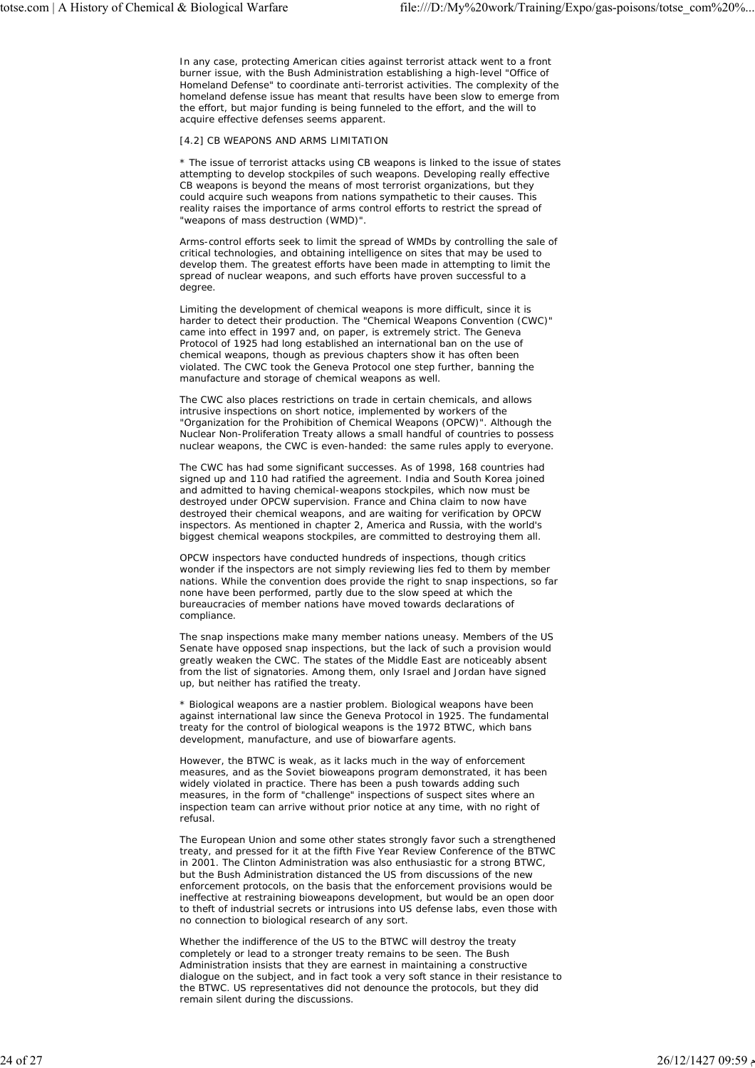In any case, protecting American cities against terrorist attack went to a front burner issue, with the Bush Administration establishing a high-level "Office of Homeland Defense" to coordinate anti-terrorist activities. The complexity of the homeland defense issue has meant that results have been slow to emerge from the effort, but major funding is being funneled to the effort, and the will to acquire effective defenses seems apparent.

[4.2] CB WEAPONS AND ARMS LIMITATION

* The issue of terrorist attacks using CB weapons is linked to the issue of states attempting to develop stockpiles of such weapons. Developing really effective CB weapons is beyond the means of most terrorist organizations, but they could acquire such weapons from nations sympathetic to their causes. This reality raises the importance of arms control efforts to restrict the spread of "weapons of mass destruction (WMD)".

Arms-control efforts seek to limit the spread of WMDs by controlling the sale of critical technologies, and obtaining intelligence on sites that may be used to develop them. The greatest efforts have been made in attempting to limit the spread of nuclear weapons, and such efforts have proven successful to a degree.

Limiting the development of chemical weapons is more difficult, since it is harder to detect their production. The "Chemical Weapons Convention (CWC)" came into effect in 1997 and, on paper, is extremely strict. The Geneva Protocol of 1925 had long established an international ban on the use of chemical weapons, though as previous chapters show it has often been violated. The CWC took the Geneva Protocol one step further, banning the manufacture and storage of chemical weapons as well.

The CWC also places restrictions on trade in certain chemicals, and allows intrusive inspections on short notice, implemented by workers of the "Organization for the Prohibition of Chemical Weapons (OPCW)". Although the Nuclear Non-Proliferation Treaty allows a small handful of countries to possess nuclear weapons, the CWC is even-handed: the same rules apply to everyone.

The CWC has had some significant successes. As of 1998, 168 countries had signed up and 110 had ratified the agreement. India and South Korea joined and admitted to having chemical-weapons stockpiles, which now must be destroyed under OPCW supervision. France and China claim to now have destroyed their chemical weapons, and are waiting for verification by OPCW inspectors. As mentioned in chapter 2, America and Russia, with the world's biggest chemical weapons stockpiles, are committed to destroying them all.

OPCW inspectors have conducted hundreds of inspections, though critics wonder if the inspectors are not simply reviewing lies fed to them by member nations. While the convention does provide the right to snap inspections, so far none have been performed, partly due to the slow speed at which the bureaucracies of member nations have moved towards declarations of compliance.

The snap inspections make many member nations uneasy. Members of the US Senate have opposed snap inspections, but the lack of such a provision would greatly weaken the CWC. The states of the Middle East are noticeably absent from the list of signatories. Among them, only Israel and Jordan have signed up, but neither has ratified the treaty.

* Biological weapons are a nastier problem. Biological weapons have been against international law since the Geneva Protocol in 1925. The fundamental treaty for the control of biological weapons is the 1972 BTWC, which bans development, manufacture, and use of biowarfare agents.

However, the BTWC is weak, as it lacks much in the way of enforcement measures, and as the Soviet bioweapons program demonstrated, it has been widely violated in practice. There has been a push towards adding such measures, in the form of "challenge" inspections of suspect sites where an inspection team can arrive without prior notice at any time, with no right of refusal.

The European Union and some other states strongly favor such a strengthened treaty, and pressed for it at the fifth Five Year Review Conference of the BTWC in 2001. The Clinton Administration was also enthusiastic for a strong BTWC, but the Bush Administration distanced the US from discussions of the new enforcement protocols, on the basis that the enforcement provisions would be ineffective at restraining bioweapons development, but would be an open door to theft of industrial secrets or intrusions into US defense labs, even those with no connection to biological research of any sort.

Whether the indifference of the US to the BTWC will destroy the treaty completely or lead to a stronger treaty remains to be seen. The Bush Administration insists that they are earnest in maintaining a constructive dialogue on the subject, and in fact took a very soft stance in their resistance to the BTWC. US representatives did not denounce the protocols, but they did remain silent during the discussions.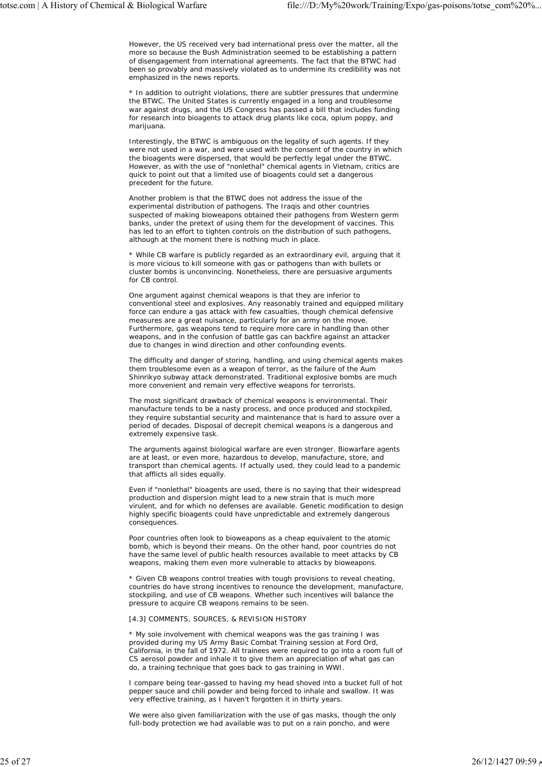However, the US received very bad international press over the matter, all the more so because the Bush Administration seemed to be establishing a pattern of disengagement from international agreements. The fact that the BTWC had been so provably and massively violated as to undermine its credibility was not emphasized in the news reports.

* In addition to outright violations, there are subtler pressures that undermine the BTWC. The United States is currently engaged in a long and troublesome war against drugs, and the US Congress has passed a bill that includes funding for research into bioagents to attack drug plants like coca, opium poppy, and marijuana.

Interestingly, the BTWC is ambiguous on the legality of such agents. If they were not used in a war, and were used with the consent of the country in which the bioagents were dispersed, that would be perfectly legal under the BTWC. However, as with the use of "nonlethal" chemical agents in Vietnam, critics are quick to point out that a limited use of bioagents could set a dangerous precedent for the future.

Another problem is that the BTWC does not address the issue of the experimental distribution of pathogens. The Iraqis and other countries suspected of making bioweapons obtained their pathogens from Western germ banks, under the pretext of using them for the development of vaccines. This has led to an effort to tighten controls on the distribution of such pathogens, although at the moment there is nothing much in place.

* While CB warfare is publicly regarded as an extraordinary evil, arguing that it is more vicious to kill someone with gas or pathogens than with bullets or cluster bombs is unconvincing. Nonetheless, there are persuasive arguments for CB control.

One argument against chemical weapons is that they are inferior to conventional steel and explosives. Any reasonably trained and equipped military force can endure a gas attack with few casualties, though chemical defensive measures are a great nuisance, particularly for an army on the move. Furthermore, gas weapons tend to require more care in handling than other weapons, and in the confusion of battle gas can backfire against an attacker due to changes in wind direction and other confounding events.

The difficulty and danger of storing, handling, and using chemical agents makes them troublesome even as a weapon of terror, as the failure of the Aum Shinrikyo subway attack demonstrated. Traditional explosive bombs are much more convenient and remain very effective weapons for terrorists.

The most significant drawback of chemical weapons is environmental. Their manufacture tends to be a nasty process, and once produced and stockpiled, they require substantial security and maintenance that is hard to assure over a period of decades. Disposal of decrepit chemical weapons is a dangerous and extremely expensive task.

The arguments against biological warfare are even stronger. Biowarfare agents are at least, or even more, hazardous to develop, manufacture, store, and transport than chemical agents. If actually used, they could lead to a pandemic that afflicts all sides equally.

Even if "nonlethal" bioagents are used, there is no saying that their widespread production and dispersion might lead to a new strain that is much more virulent, and for which no defenses are available. Genetic modification to design highly specific bioagents could have unpredictable and extremely dangerous consequences.

Poor countries often look to bioweapons as a cheap equivalent to the atomic bomb, which is beyond their means. On the other hand, poor countries do not have the same level of public health resources available to meet attacks by CB weapons, making them even more vulnerable to attacks by bioweapons.

* Given CB weapons control treaties with tough provisions to reveal cheating, countries do have strong incentives to renounce the development, manufacture, stockpiling, and use of CB weapons. Whether such incentives will balance the pressure to acquire CB weapons remains to be seen.

[4.3] COMMENTS, SOURCES, & REVISION HISTORY

* My sole involvement with chemical weapons was the gas training I was provided during my US Army Basic Combat Training session at Ford Ord, California, in the fall of 1972. All trainees were required to go into a room full of CS aerosol powder and inhale it to give them an appreciation of what gas can do, a training technique that goes back to gas training in WWI.

I compare being tear-gassed to having my head shoved into a bucket full of hot pepper sauce and chili powder and being forced to inhale and swallow. It was very effective training, as I haven't forgotten it in thirty years.

We were also given familiarization with the use of gas masks, though the only full-body protection we had available was to put on a rain poncho, and were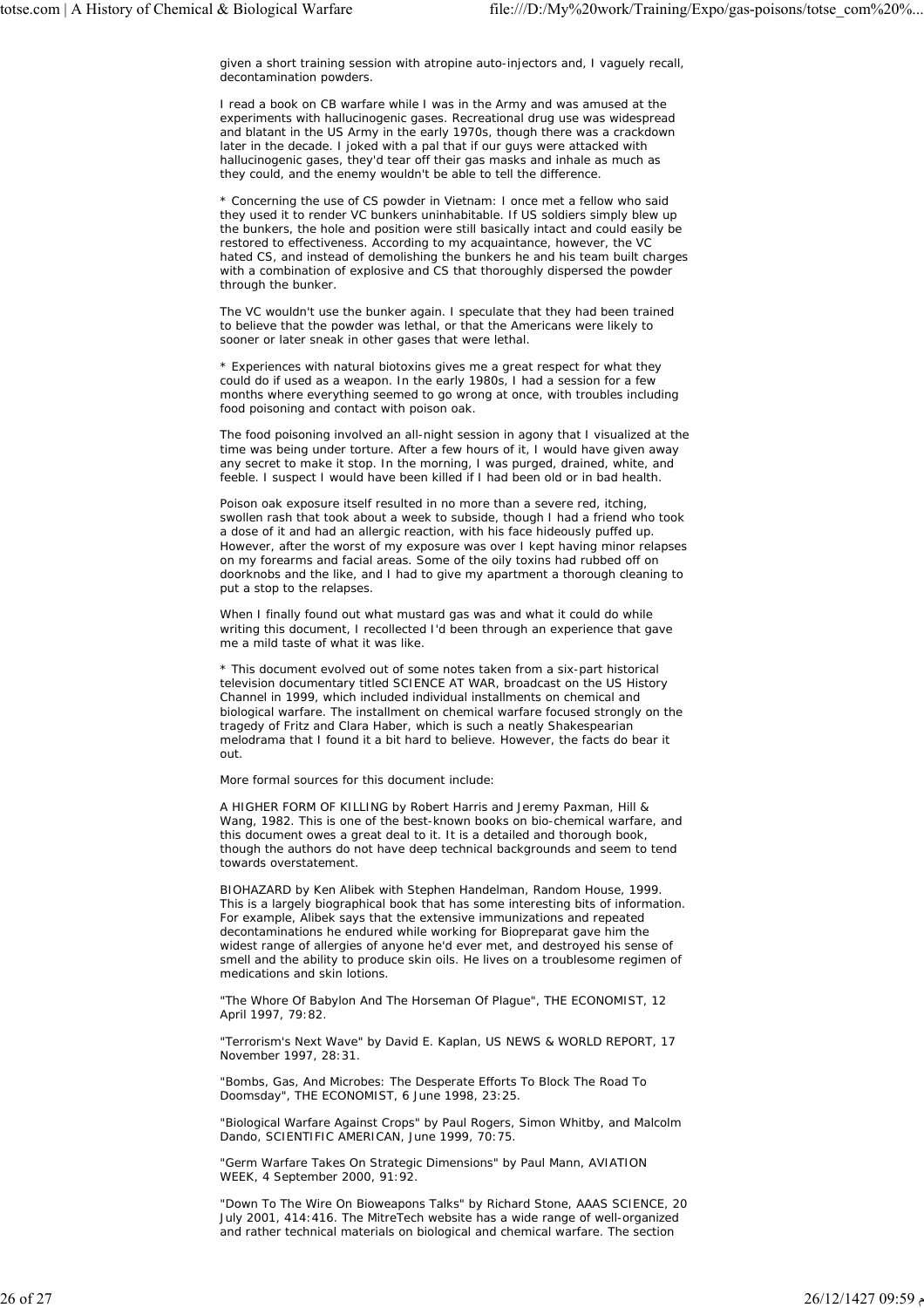given a short training session with atropine auto-injectors and, I vaguely recall, decontamination powders.

I read a book on CB warfare while I was in the Army and was amused at the experiments with hallucinogenic gases. Recreational drug use was widespread and blatant in the US Army in the early 1970s, though there was a crackdown later in the decade. I joked with a pal that if our guys were attacked with hallucinogenic gases, they'd tear off their gas masks and inhale as much as they could, and the enemy wouldn't be able to tell the difference.

* Concerning the use of CS powder in Vietnam: I once met a fellow who said they used it to render VC bunkers uninhabitable. If US soldiers simply blew up the bunkers, the hole and position were still basically intact and could easily be restored to effectiveness. According to my acquaintance, however, the VC hated CS, and instead of demolishing the bunkers he and his team built charges with a combination of explosive and CS that thoroughly dispersed the powder through the bunker.

The VC wouldn't use the bunker again. I speculate that they had been trained to believe that the powder was lethal, or that the Americans were likely to sooner or later sneak in other gases that were lethal.

* Experiences with natural biotoxins gives me a great respect for what they could do if used as a weapon. In the early 1980s, I had a session for a few months where everything seemed to go wrong at once, with troubles including food poisoning and contact with poison oak.

The food poisoning involved an all-night session in agony that I visualized at the time was being under torture. After a few hours of it, I would have given away any secret to make it stop. In the morning, I was purged, drained, white, and feeble. I suspect I would have been killed if I had been old or in bad health.

Poison oak exposure itself resulted in no more than a severe red, itching, swollen rash that took about a week to subside, though I had a friend who took a dose of it and had an allergic reaction, with his face hideously puffed up. However, after the worst of my exposure was over I kept having minor relapses on my forearms and facial areas. Some of the oily toxins had rubbed off on doorknobs and the like, and I had to give my apartment a thorough cleaning to put a stop to the relapses.

When I finally found out what mustard gas was and what it could do while writing this document, I recollected I'd been through an experience that gave me a mild taste of what it was like.

* This document evolved out of some notes taken from a six-part historical television documentary titled SCIENCE AT WAR, broadcast on the US History Channel in 1999, which included individual installments on chemical and biological warfare. The installment on chemical warfare focused strongly on the tragedy of Fritz and Clara Haber, which is such a neatly Shakespearian melodrama that I found it a bit hard to believe. However, the facts do bear it out.

More formal sources for this document include:

A HIGHER FORM OF KILLING by Robert Harris and Jeremy Paxman, Hill & Wang, 1982. This is one of the best-known books on bio-chemical warfare, and this document owes a great deal to it. It is a detailed and thorough book, though the authors do not have deep technical backgrounds and seem to tend towards overstatement.

BIOHAZARD by Ken Alibek with Stephen Handelman, Random House, 1999. This is a largely biographical book that has some interesting bits of information. For example, Alibek says that the extensive immunizations and repeated decontaminations he endured while working for Biopreparat gave him the widest range of allergies of anyone he'd ever met, and destroyed his sense of smell and the ability to produce skin oils. He lives on a troublesome regimen of medications and skin lotions.

"The Whore Of Babylon And The Horseman Of Plague", THE ECONOMIST, 12 April 1997, 79:82.

"Terrorism's Next Wave" by David E. Kaplan, US NEWS & WORLD REPORT, 17 November 1997, 28:31.

"Bombs, Gas, And Microbes: The Desperate Efforts To Block The Road To Doomsday", THE ECONOMIST, 6 June 1998, 23:25.

"Biological Warfare Against Crops" by Paul Rogers, Simon Whitby, and Malcolm Dando, SCIENTIFIC AMERICAN, June 1999, 70:75.

"Germ Warfare Takes On Strategic Dimensions" by Paul Mann, AVIATION WEEK, 4 September 2000, 91:92.

"Down To The Wire On Bioweapons Talks" by Richard Stone, AAAS SCIENCE, 20 July 2001, 414:416. The MitreTech website has a wide range of well-organized and rather technical materials on biological and chemical warfare. The section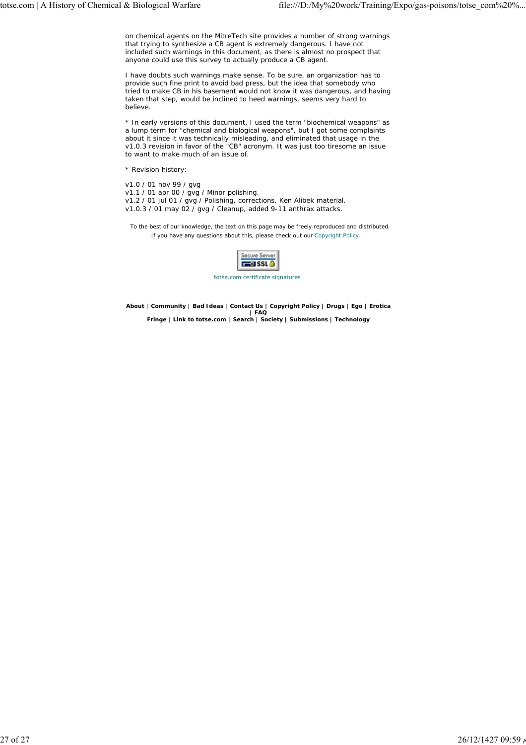on chemical agents on the MitreTech site provides a number of strong warnings that trying to synthesize a CB agent is extremely dangerous. I have not included such warnings in this document, as there is almost no prospect that anyone could use this survey to actually produce a CB agent.

I have doubts such warnings make sense. To be sure, an organization has to provide such fine print to avoid bad press, but the idea that somebody who tried to make CB in his basement would not know it was dangerous, and having taken that step, would be inclined to heed warnings, seems very hard to believe.

* In early versions of this document, I used the term "biochemical weapons" as a lump term for "chemical and biological weapons", but I got some complaints about it since it was technically misleading, and eliminated that usage in the v1.0.3 revision in favor of the "CB" acronym. It was just too tiresome an issue to want to make much of an issue of.

* Revision history:

v1.0 / 01 nov 99 / gvg
v1.1 / 01 apr 00 / gvg / Minor polishing.
v1.2 / 01 jul 01 / gvg / Polishing, corrections, Ken Alibek material.
v1.0.3 / 01 may 02 / gvg / Cleanup, added 9-11 anthrax attacks.

To the best of our knowledge, the text on this page may be freely reproduced and distributed.
If you have any questions about this, please check out our Copyright Policy.

Secure Server SSL

totse.com certificate signatures

**About | Community | Bad Ideas | Contact Us | Copyright Policy | Drugs | Ego | Erotica | FAQ**
**Fringe | Link to totse.com | Search | Society | Submissions | Technology**